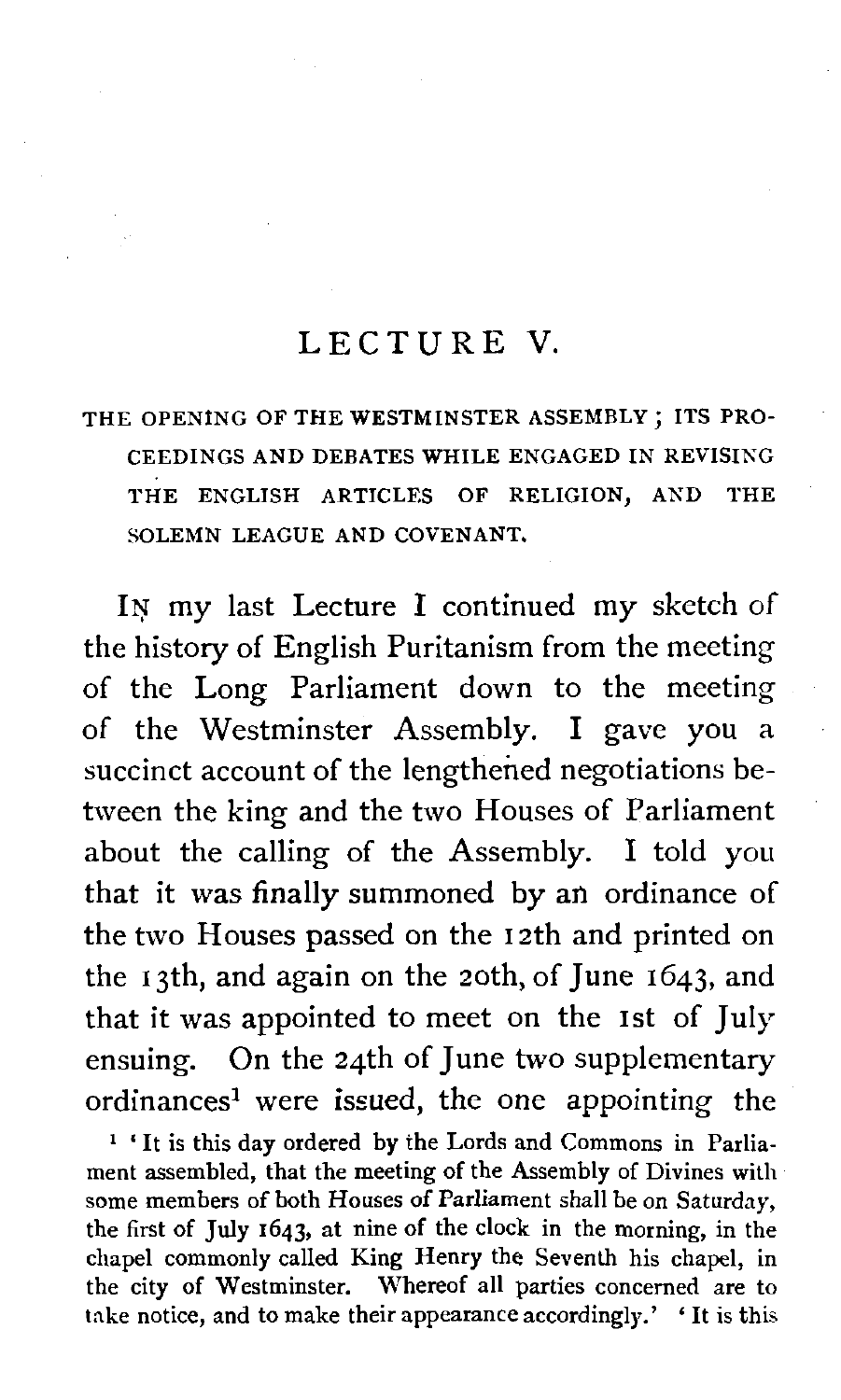# LECTURE V.

THE OPENING OF THE WESTMINSTER ASSEMBLY; ITS PROCEEDINGS AND DEBATES WHILE ENGAGED IN REVISING THE ENGLISH ARTICLES OF RELIGION, AND THE SOLEMN LEAGUE AND COVENANT.

In my last Lecture I continued my sketch of the history of English Puritanism from the meeting of the Long Parliament down to the meeting of the Westminster Assembly. I gave you a succinct account of the lengthened negotiations between the king and the two Houses of Parliament about the calling of the Assembly. I told you that it was finally summoned by an ordinance of the two Houses passed on the 12th and printed on the 13th, and again on the 20th, of June 1643, and that it was appointed to meet on the 1st of July ensuing. On the 24th of June two supplementary ordinances[1] were issued, the one appointing the

[1] 'It is this day ordered by the Lords and Commons in Parliament assembled, that the meeting of the Assembly of Divines with some members of both Houses of Parliament shall be on Saturday, the first of July 1643, at nine of the clock in the morning, in the chapel commonly called King Henry the Seventh his chapel, in the city of Westminster. Whereof all parties concerned are to take notice, and to make their appearance accordingly.' 'It is this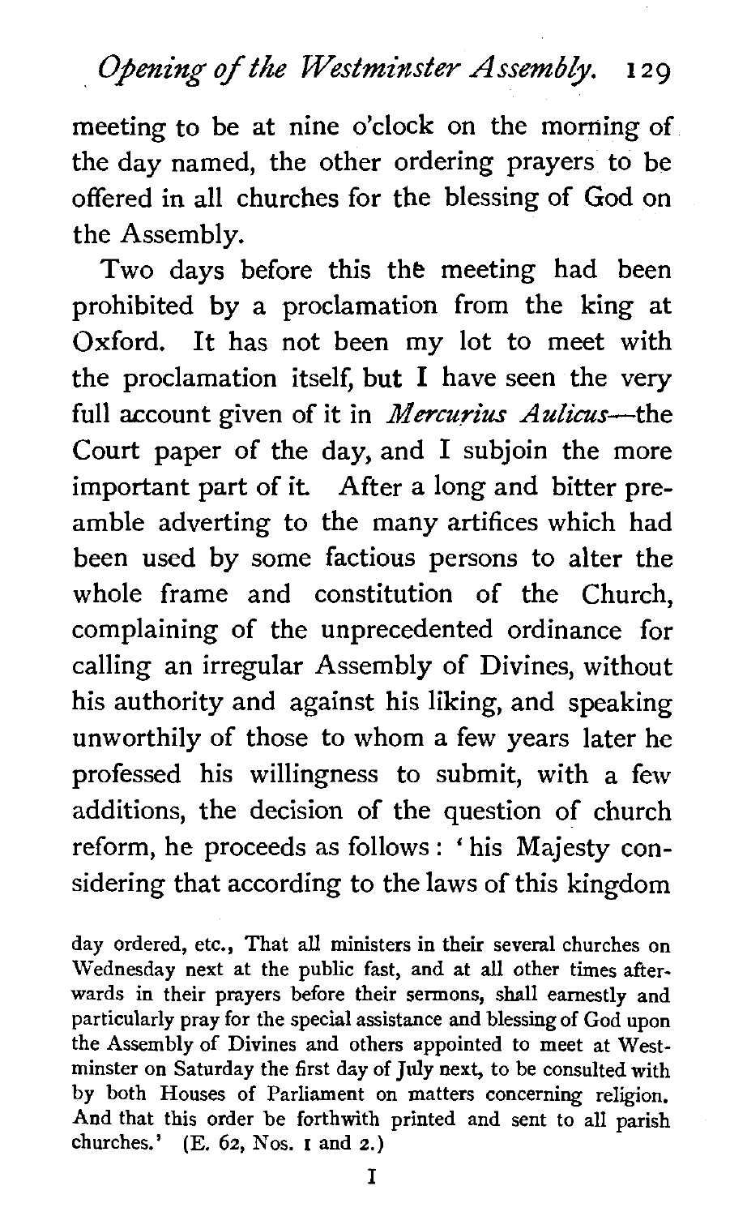meeting to be at nine o'clock on the morning of the day named, the other ordering prayers to be offered in all churches for the blessing of God on the Assembly.

Two days before this the meeting had been prohibited by a proclamation from the king at Oxford. It has not been my lot to meet with the proclamation itself, but I have seen the very full account given of it in *Mercurius Aulicus*—the Court paper of the day, and I subjoin the more important part of it. After a long and bitter preamble adverting to the many artifices which had been used by some factious persons to alter the whole frame and constitution of the Church, complaining of the unprecedented ordinance for calling an irregular Assembly of Divines, without his authority and against his liking, and speaking unworthily of those to whom a few years later he professed his willingness to submit, with a few additions, the decision of the question of church reform, he proceeds as follows: 'his Majesty considering that according to the laws of this kingdom

day ordered, etc., That all ministers in their several churches on Wednesday next at the public fast, and at all other times afterwards in their prayers before their sermons, shall earnestly and particularly pray for the special assistance and blessing of God upon the Assembly of Divines and others appointed to meet at Westminster on Saturday the first day of July next, to be consulted with by both Houses of Parliament on matters concerning religion. And that this order be forthwith printed and sent to all parish churches.' (E. 62, Nos. 1 and 2.)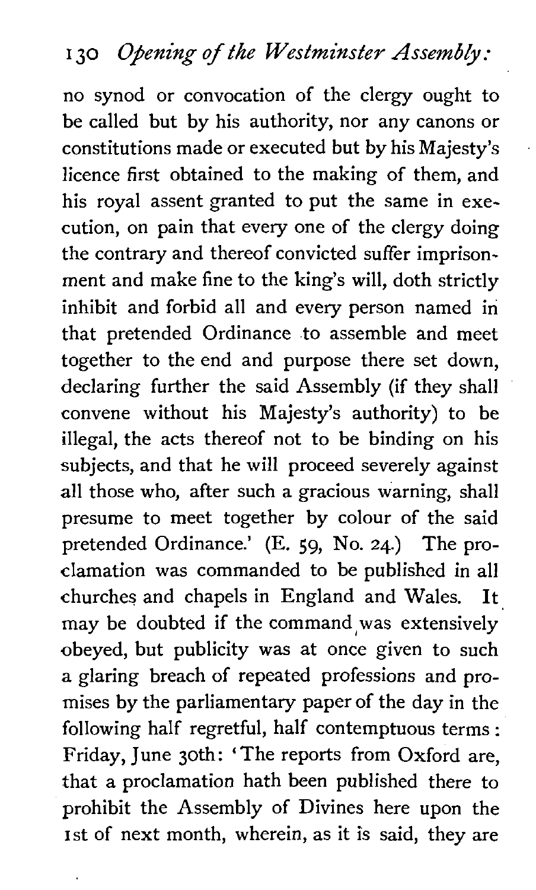no synod or convocation of the clergy ought to be called but by his authority, nor any canons or constitutions made or executed but by his Majesty's licence first obtained to the making of them, and his royal assent granted to put the same in execution, on pain that every one of the clergy doing the contrary and thereof convicted suffer imprisonment and make fine to the king's will, doth strictly inhibit and forbid all and every person named in that pretended Ordinance to assemble and meet together to the end and purpose there set down, declaring further the said Assembly (if they shall convene without his Majesty's authority) to be illegal, the acts thereof not to be binding on his subjects, and that he will proceed severely against all those who, after such a gracious warning, shall presume to meet together by colour of the said pretended Ordinance.' (E. 59, No. 24.) The proclamation was commanded to be published in all churches and chapels in England and Wales. It may be doubted if the command was extensively obeyed, but publicity was at once given to such a glaring breach of repeated professions and promises by the parliamentary paper of the day in the following half regretful, half contemptuous terms: Friday, June 30th: 'The reports from Oxford are, that a proclamation hath been published there to prohibit the Assembly of Divines here upon the 1st of next month, wherein, as it is said, they are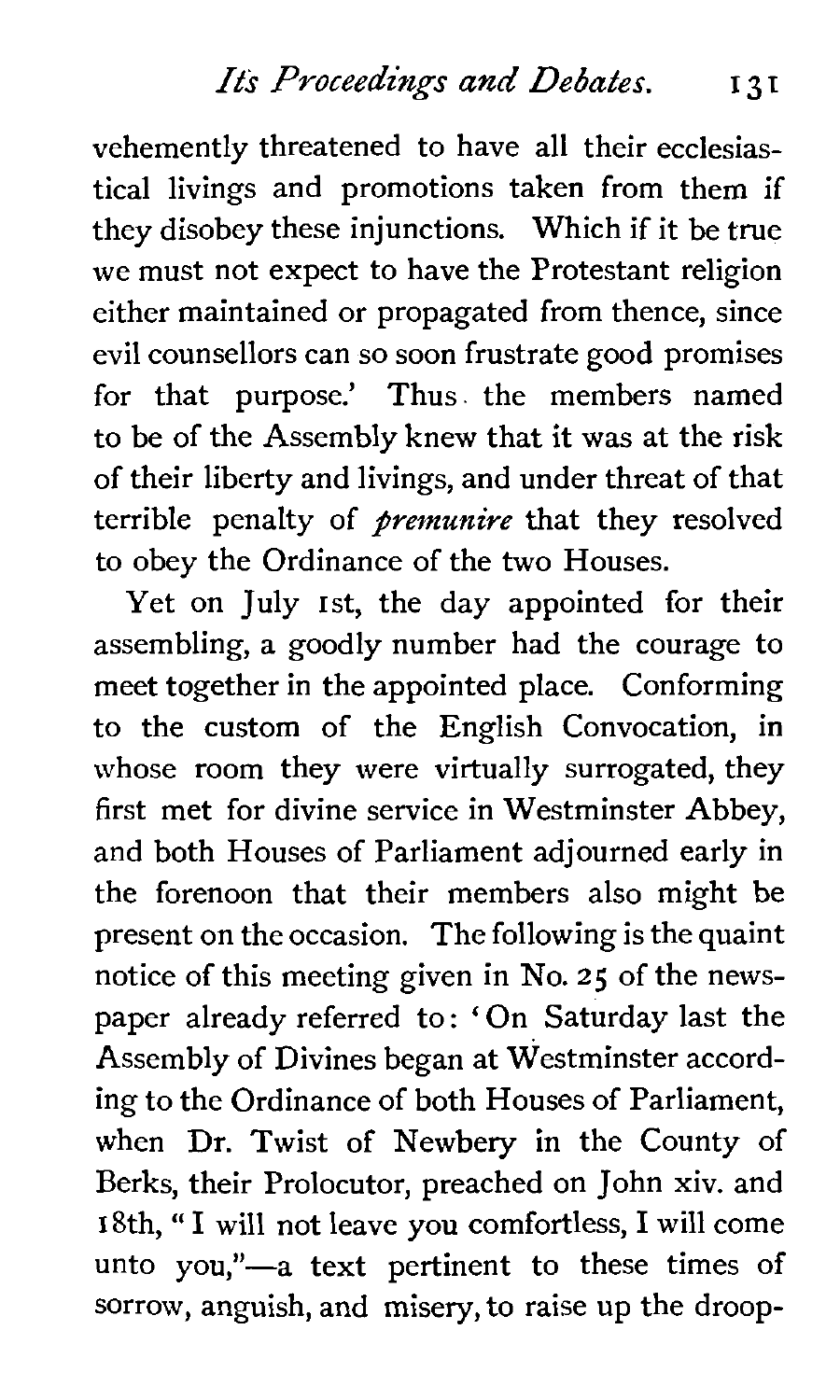vehemently threatened to have all their ecclesiastical livings and promotions taken from them if they disobey these injunctions. Which if it be true we must not expect to have the Protestant religion either maintained or propagated from thence, since evil counsellors can so soon frustrate good promises for that purpose.' Thus the members named to be of the Assembly knew that it was at the risk of their liberty and livings, and under threat of that terrible penalty of *premunire* that they resolved to obey the Ordinance of the two Houses.

Yet on July 1st, the day appointed for their assembling, a goodly number had the courage to meet together in the appointed place. Conforming to the custom of the English Convocation, in whose room they were virtually surrogated, they first met for divine service in Westminster Abbey, and both Houses of Parliament adjourned early in the forenoon that their members also might be present on the occasion. The following is the quaint notice of this meeting given in No. 25 of the newspaper already referred to: 'On Saturday last the Assembly of Divines began at Westminster according to the Ordinance of both Houses of Parliament, when Dr. Twist of Newbery in the County of Berks, their Prolocutor, preached on John xiv. and 18th, "I will not leave you comfortless, I will come unto you,"—a text pertinent to these times of sorrow, anguish, and misery, to raise up the droop-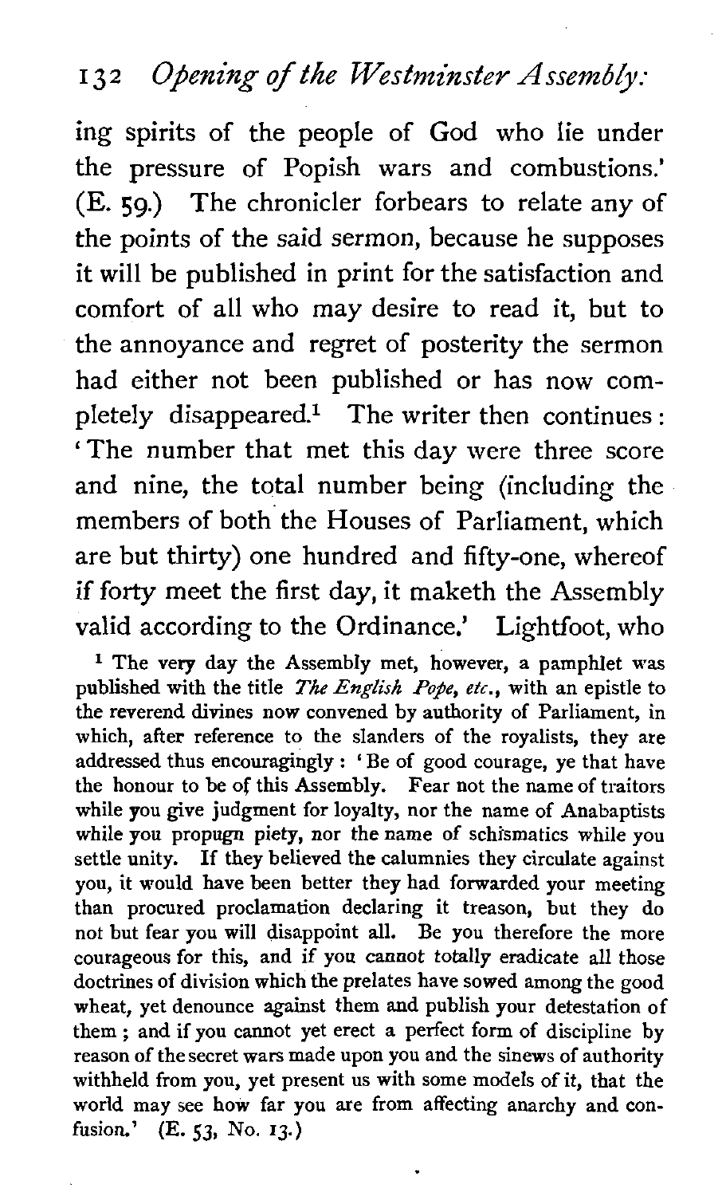ing spirits of the people of God who lie under the pressure of Popish wars and combustions.' (E. 59.) The chronicler forbears to relate any of the points of the said sermon, because he supposes it will be published in print for the satisfaction and comfort of all who may desire to read it, but to the annoyance and regret of posterity the sermon had either not been published or has now completely disappeared.[1] The writer then continues: 'The number that met this day were three score and nine, the total number being (including the members of both the Houses of Parliament, which are but thirty) one hundred and fifty-one, whereof if forty meet the first day, it maketh the Assembly valid according to the Ordinance.' Lightfoot, who

[1] The very day the Assembly met, however, a pamphlet was published with the title *The English Pope, etc.*, with an epistle to the reverend divines now convened by authority of Parliament, in which, after reference to the slanders of the royalists, they are addressed thus encouragingly: 'Be of good courage, ye that have the honour to be of this Assembly. Fear not the name of traitors while you give judgment for loyalty, nor the name of Anabaptists while you propugn piety, nor the name of schismatics while you settle unity. If they believed the calumnies they circulate against you, it would have been better they had forwarded your meeting than procured proclamation declaring it treason, but they do not but fear you will disappoint all. Be you therefore the more courageous for this, and if you cannot totally eradicate all those doctrines of division which the prelates have sowed among the good wheat, yet denounce against them and publish your detestation of them; and if you cannot yet erect a perfect form of discipline by reason of the secret wars made upon you and the sinews of authority withheld from you, yet present us with some models of it, that the world may see how far you are from affecting anarchy and confusion.' (E. 53, No. 13.)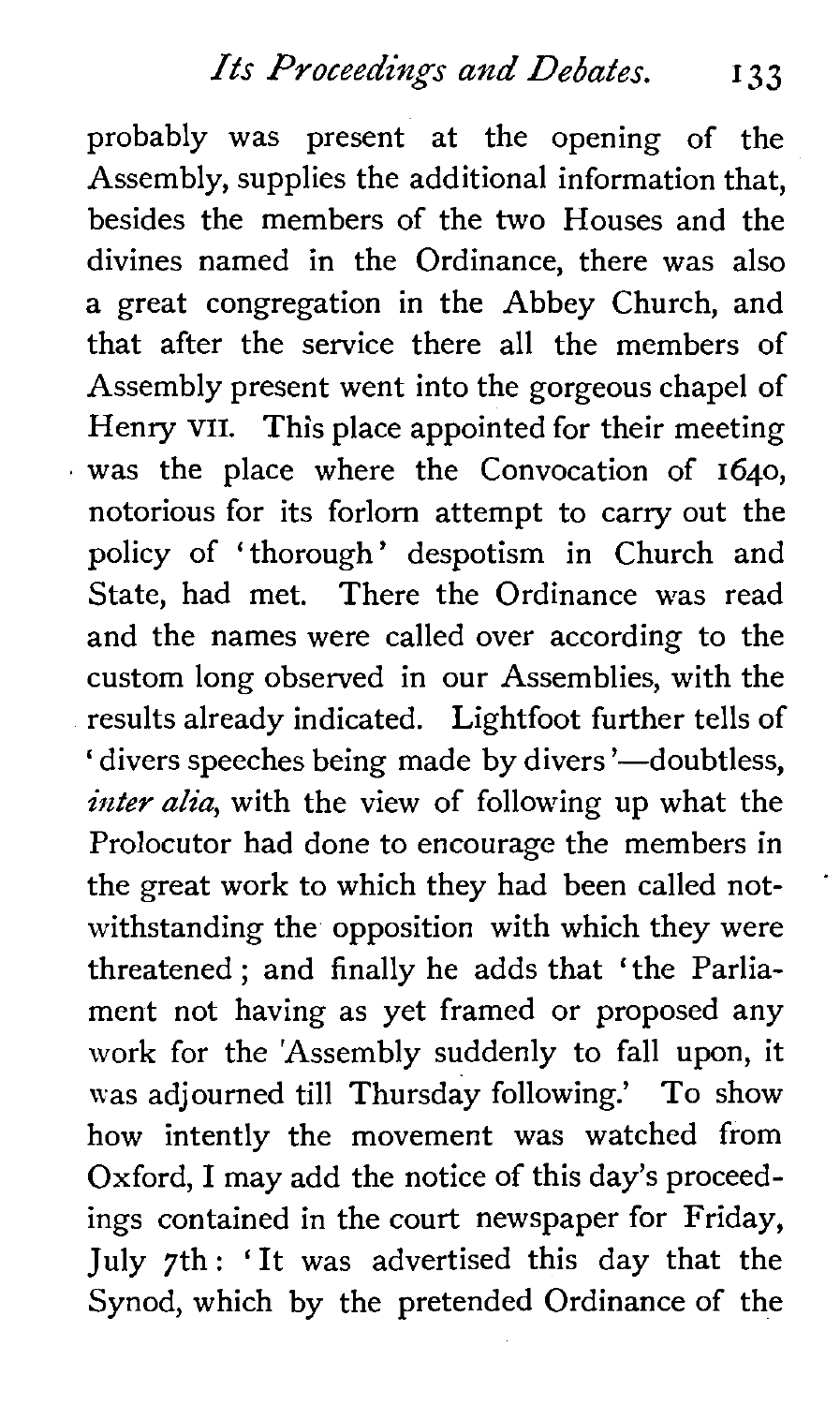probably was present at the opening of the Assembly, supplies the additional information that, besides the members of the two Houses and the divines named in the Ordinance, there was also a great congregation in the Abbey Church, and that after the service there all the members of Assembly present went into the gorgeous chapel of Henry VII. This place appointed for their meeting was the place where the Convocation of 1640, notorious for its forlorn attempt to carry out the policy of 'thorough' despotism in Church and State, had met. There the Ordinance was read and the names were called over according to the custom long observed in our Assemblies, with the results already indicated. Lightfoot further tells of 'divers speeches being made by divers'—doubtless, *inter alia*, with the view of following up what the Prolocutor had done to encourage the members in the great work to which they had been called notwithstanding the opposition with which they were threatened; and finally he adds that 'the Parliament not having as yet framed or proposed any work for the Assembly suddenly to fall upon, it was adjourned till Thursday following.' To show how intently the movement was watched from Oxford, I may add the notice of this day's proceedings contained in the court newspaper for Friday, July 7th: 'It was advertised this day that the Synod, which by the pretended Ordinance of the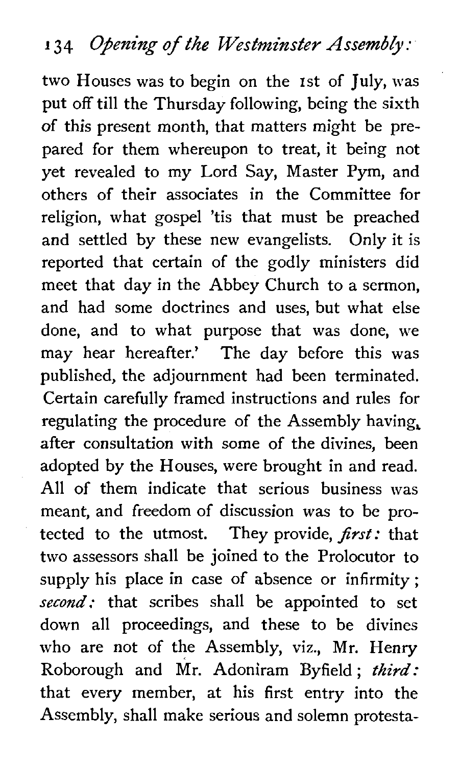two Houses was to begin on the 1st of July, was put off till the Thursday following, being the sixth of this present month, that matters might be prepared for them whereupon to treat, it being not yet revealed to my Lord Say, Master Pym, and others of their associates in the Committee for religion, what gospel 'tis that must be preached and settled by these new evangelists. Only it is reported that certain of the godly ministers did meet that day in the Abbey Church to a sermon, and had some doctrines and uses, but what else done, and to what purpose that was done, we may hear hereafter.' The day before this was published, the adjournment had been terminated. Certain carefully framed instructions and rules for regulating the procedure of the Assembly having, after consultation with some of the divines, been adopted by the Houses, were brought in and read. All of them indicate that serious business was meant, and freedom of discussion was to be protected to the utmost. They provide, *first:* that two assessors shall be joined to the Prolocutor to supply his place in case of absence or infirmity; *second:* that scribes shall be appointed to set down all proceedings, and these to be divines who are not of the Assembly, viz., Mr. Henry Roborough and Mr. Adoniram Byfield; *third:* that every member, at his first entry into the Assembly, shall make serious and solemn protesta-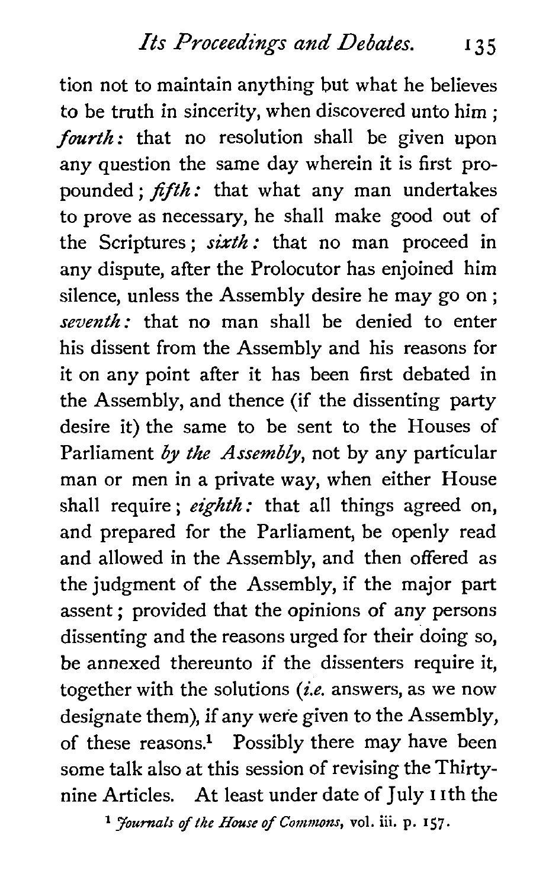tion not to maintain anything but what he believes to be truth in sincerity, when discovered unto him; *fourth:* that no resolution shall be given upon any question the same day wherein it is first propounded; *fifth:* that what any man undertakes to prove as necessary, he shall make good out of the Scriptures; *sixth:* that no man proceed in any dispute, after the Prolocutor has enjoined him silence, unless the Assembly desire he may go on; *seventh:* that no man shall be denied to enter his dissent from the Assembly and his reasons for it on any point after it has been first debated in the Assembly, and thence (if the dissenting party desire it) the same to be sent to the Houses of Parliament *by the Assembly*, not by any particular man or men in a private way, when either House shall require; *eighth:* that all things agreed on, and prepared for the Parliament, be openly read and allowed in the Assembly, and then offered as the judgment of the Assembly, if the major part assent; provided that the opinions of any persons dissenting and the reasons urged for their doing so, be annexed thereunto if the dissenters require it, together with the solutions (*i.e.* answers, as we now designate them), if any were given to the Assembly, of these reasons.[1] Possibly there may have been some talk also at this session of revising the Thirty-nine Articles. At least under date of July 11th the

[1] *Journals of the House of Commons*, vol. iii. p. 157.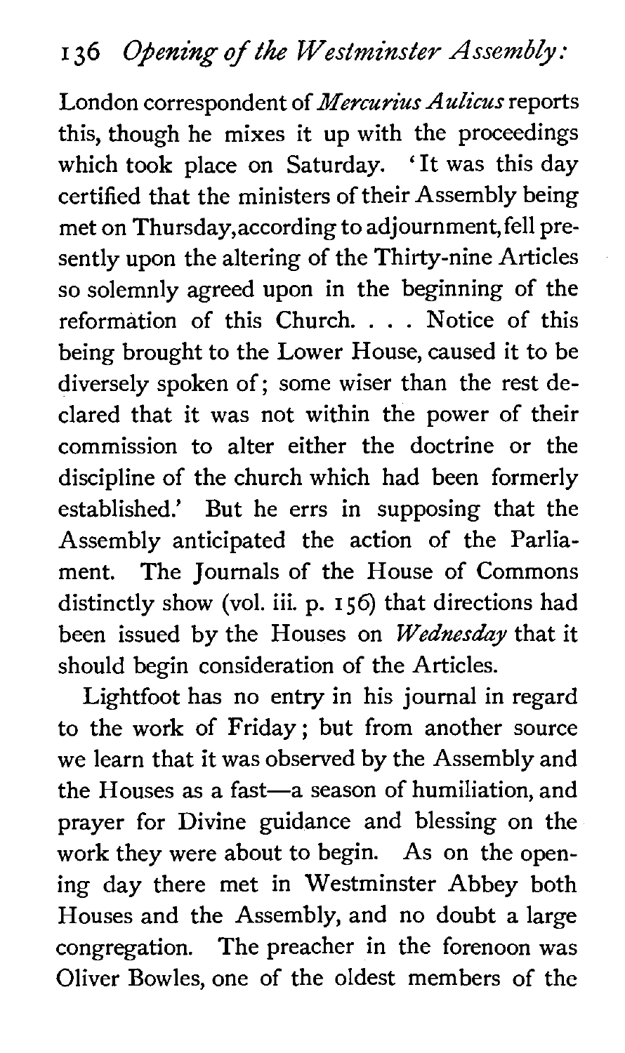London correspondent of *Mercurius Aulicus* reports this, though he mixes it up with the proceedings which took place on Saturday. 'It was this day certified that the ministers of their Assembly being met on Thursday, according to adjournment, fell presently upon the altering of the Thirty-nine Articles so solemnly agreed upon in the beginning of the reformation of this Church. . . . Notice of this being brought to the Lower House, caused it to be diversely spoken of; some wiser than the rest declared that it was not within the power of their commission to alter either the doctrine or the discipline of the church which had been formerly established.' But he errs in supposing that the Assembly anticipated the action of the Parliament. The Journals of the House of Commons distinctly show (vol. iii. p. 156) that directions had been issued by the Houses on *Wednesday* that it should begin consideration of the Articles.

Lightfoot has no entry in his journal in regard to the work of Friday; but from another source we learn that it was observed by the Assembly and the Houses as a fast—a season of humiliation, and prayer for Divine guidance and blessing on the work they were about to begin. As on the opening day there met in Westminster Abbey both Houses and the Assembly, and no doubt a large congregation. The preacher in the forenoon was Oliver Bowles, one of the oldest members of the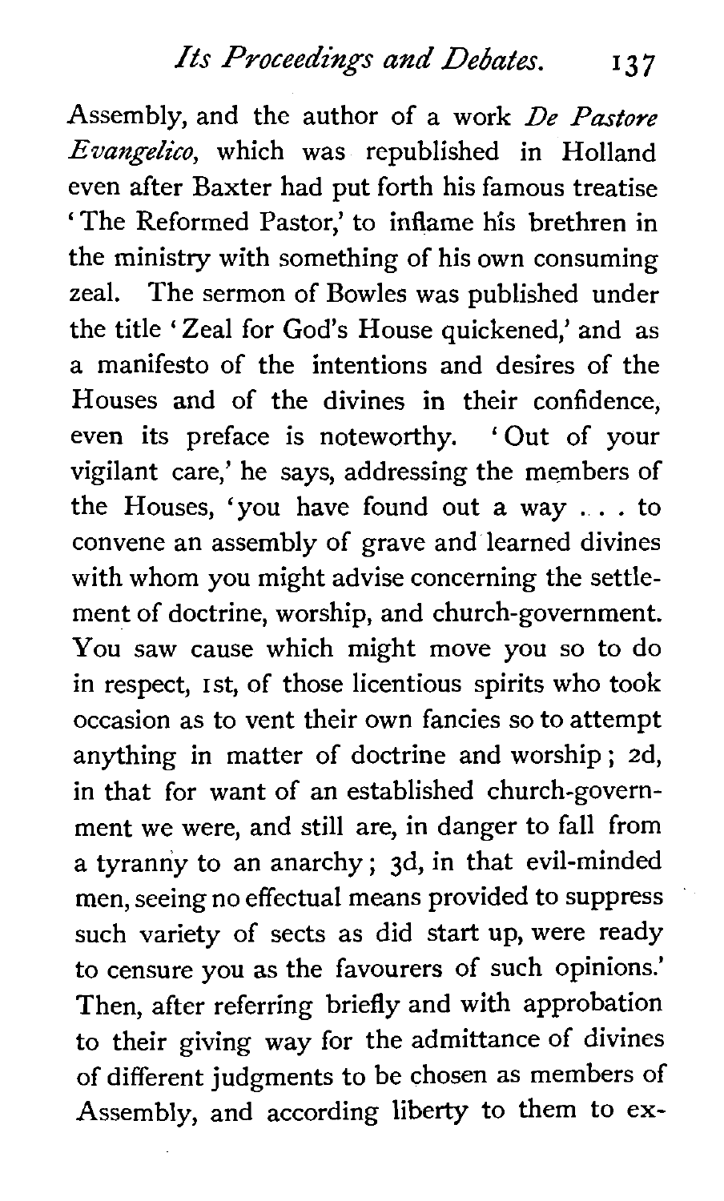Assembly, and the author of a work *De Pastore Evangelico*, which was republished in Holland even after Baxter had put forth his famous treatise 'The Reformed Pastor,' to inflame his brethren in the ministry with something of his own consuming zeal. The sermon of Bowles was published under the title 'Zeal for God's House quickened,' and as a manifesto of the intentions and desires of the Houses and of the divines in their confidence, even its preface is noteworthy. 'Out of your vigilant care,' he says, addressing the members of the Houses, 'you have found out a way . . . to convene an assembly of grave and learned divines with whom you might advise concerning the settlement of doctrine, worship, and church-government. You saw cause which might move you so to do in respect, 1st, of those licentious spirits who took occasion as to vent their own fancies so to attempt anything in matter of doctrine and worship; 2d, in that for want of an established church-government we were, and still are, in danger to fall from a tyranny to an anarchy; 3d, in that evil-minded men, seeing no effectual means provided to suppress such variety of sects as did start up, were ready to censure you as the favourers of such opinions.' Then, after referring briefly and with approbation to their giving way for the admittance of divines of different judgments to be chosen as members of Assembly, and according liberty to them to ex-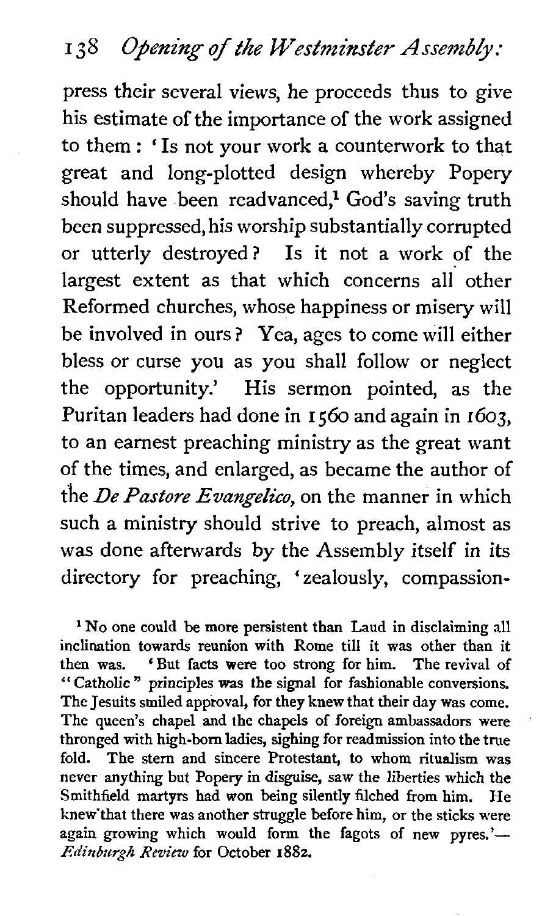press their several views, he proceeds thus to give his estimate of the importance of the work assigned to them: 'Is not your work a counterwork to that great and long-plotted design whereby Popery should have been readvanced,[1] God's saving truth been suppressed, his worship substantially corrupted or utterly destroyed? Is it not a work of the largest extent as that which concerns all other Reformed churches, whose happiness or misery will be involved in ours? Yea, ages to come will either bless or curse you as you shall follow or neglect the opportunity.' His sermon pointed, as the Puritan leaders had done in 1560 and again in 1603, to an earnest preaching ministry as the great want of the times, and enlarged, as became the author of the *De Pastore Evangelico*, on the manner in which such a ministry should strive to preach, almost as was done afterwards by the Assembly itself in its directory for preaching, 'zealously, compassion-

[1] No one could be more persistent than Laud in disclaiming all inclination towards reunion with Rome till it was other than it then was. 'But facts were too strong for him. The revival of "Catholic" principles was the signal for fashionable conversions. The Jesuits smiled approval, for they knew that their day was come. The queen's chapel and the chapels of foreign ambassadors were thronged with high-born ladies, sighing for readmission into the true fold. The stern and sincere Protestant, to whom ritualism was never anything but Popery in disguise, saw the liberties which the Smithfield martyrs had won being silently filched from him. He knew that there was another struggle before him, or the sticks were again growing which would form the fagots of new pyres.'—*Edinburgh Review* for October 1882.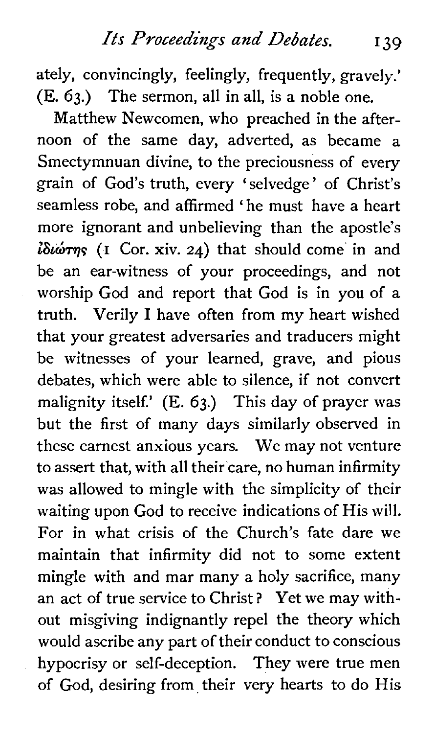ately, convincingly, feelingly, frequently, gravely.' (E. 63.) The sermon, all in all, is a noble one.

Matthew Newcomen, who preached in the afternoon of the same day, adverted, as became a Smectymnuan divine, to the preciousness of every grain of God's truth, every 'selvedge' of Christ's seamless robe, and affirmed 'he must have a heart more ignorant and unbelieving than the apostle's ἰδιώτης (1 Cor. xiv. 24) that should come in and be an ear-witness of your proceedings, and not worship God and report that God is in you of a truth. Verily I have often from my heart wished that your greatest adversaries and traducers might be witnesses of your learned, grave, and pious debates, which were able to silence, if not convert malignity itself.' (E. 63.) This day of prayer was but the first of many days similarly observed in these earnest anxious years. We may not venture to assert that, with all their care, no human infirmity was allowed to mingle with the simplicity of their waiting upon God to receive indications of His will. For in what crisis of the Church's fate dare we maintain that infirmity did not to some extent mingle with and mar many a holy sacrifice, many an act of true service to Christ? Yet we may without misgiving indignantly repel the theory which would ascribe any part of their conduct to conscious hypocrisy or self-deception. They were true men of God, desiring from their very hearts to do His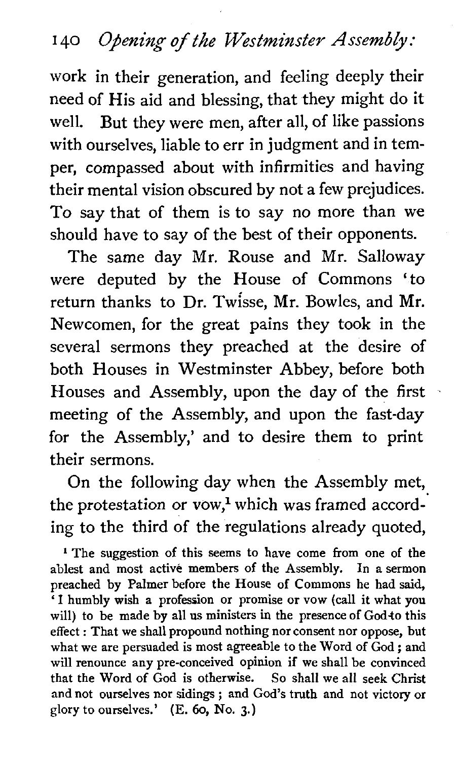work in their generation, and feeling deeply their need of His aid and blessing, that they might do it well. But they were men, after all, of like passions with ourselves, liable to err in judgment and in temper, compassed about with infirmities and having their mental vision obscured by not a few prejudices. To say that of them is to say no more than we should have to say of the best of their opponents.

The same day Mr. Rouse and Mr. Salloway were deputed by the House of Commons 'to return thanks to Dr. Twisse, Mr. Bowles, and Mr. Newcomen, for the great pains they took in the several sermons they preached at the desire of both Houses in Westminster Abbey, before both Houses and Assembly, upon the day of the first meeting of the Assembly, and upon the fast-day for the Assembly,' and to desire them to print their sermons.

On the following day when the Assembly met, the protestation or vow,[1] which was framed according to the third of the regulations already quoted,

[1] The suggestion of this seems to have come from one of the ablest and most active members of the Assembly. In a sermon preached by Palmer before the House of Commons he had said, 'I humbly wish a profession or promise or vow (call it what you will) to be made by all us ministers in the presence of God to this effect: That we shall propound nothing nor consent nor oppose, but what we are persuaded is most agreeable to the Word of God; and will renounce any pre-conceived opinion if we shall be convinced that the Word of God is otherwise. So shall we all seek Christ and not ourselves nor sidings; and God's truth and not victory or glory to ourselves.' (E. 60, No. 3.)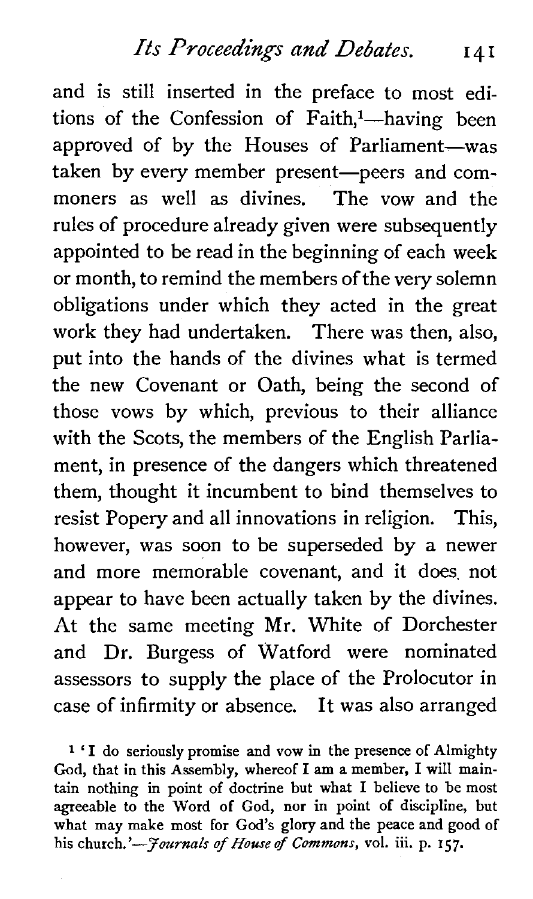and is still inserted in the preface to most editions of the Confession of Faith,[1]—having been approved of by the Houses of Parliament—was taken by every member present—peers and commoners as well as divines. The vow and the rules of procedure already given were subsequently appointed to be read in the beginning of each week or month, to remind the members of the very solemn obligations under which they acted in the great work they had undertaken. There was then, also, put into the hands of the divines what is termed the new Covenant or Oath, being the second of those vows by which, previous to their alliance with the Scots, the members of the English Parliament, in presence of the dangers which threatened them, thought it incumbent to bind themselves to resist Popery and all innovations in religion. This, however, was soon to be superseded by a newer and more memorable covenant, and it does not appear to have been actually taken by the divines. At the same meeting Mr. White of Dorchester and Dr. Burgess of Watford were nominated assessors to supply the place of the Prolocutor in case of infirmity or absence. It was also arranged

[1] 'I do seriously promise and vow in the presence of Almighty God, that in this Assembly, whereof I am a member, I will maintain nothing in point of doctrine but what I believe to be most agreeable to the Word of God, nor in point of discipline, but what may make most for God's glory and the peace and good of his church.'—*Journals of House of Commons*, vol. iii. p. 157.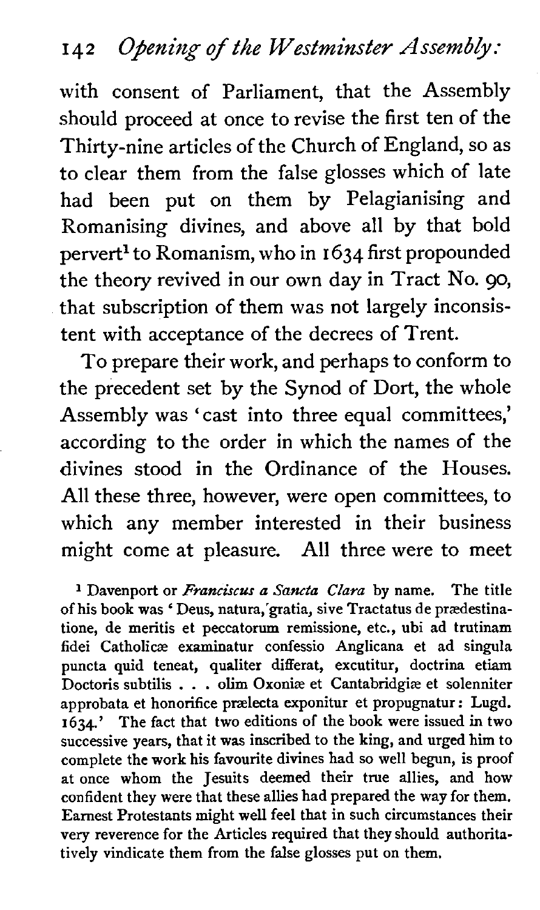with consent of Parliament, that the Assembly should proceed at once to revise the first ten of the Thirty-nine articles of the Church of England, so as to clear them from the false glosses which of late had been put on them by Pelagianising and Romanising divines, and above all by that bold pervert[1] to Romanism, who in 1634 first propounded the theory revived in our own day in Tract No. 90, that subscription of them was not largely inconsistent with acceptance of the decrees of Trent.

To prepare their work, and perhaps to conform to the precedent set by the Synod of Dort, the whole Assembly was 'cast into three equal committees,' according to the order in which the names of the divines stood in the Ordinance of the Houses. All these three, however, were open committees, to which any member interested in their business might come at pleasure. All three were to meet

[1] Davenport or *Franciscus a Sancta Clara* by name. The title of his book was 'Deus, natura, gratia, sive Tractatus de prædestinatione, de meritis et peccatorum remissione, etc., ubi ad trutinam fidei Catholicæ examinatur confessio Anglicana et ad singula puncta quid teneat, qualiter differat, excutitur, doctrina etiam Doctoris subtilis . . . olim Oxoniæ et Cantabridgiæ et solenniter approbata et honorifice prælecta exponitur et propugnatur: Lugd. 1634.' The fact that two editions of the book were issued in two successive years, that it was inscribed to the king, and urged him to complete the work his favourite divines had so well begun, is proof at once whom the Jesuits deemed their true allies, and how confident they were that these allies had prepared the way for them. Earnest Protestants might well feel that in such circumstances their very reverence for the Articles required that they should authoritatively vindicate them from the false glosses put on them.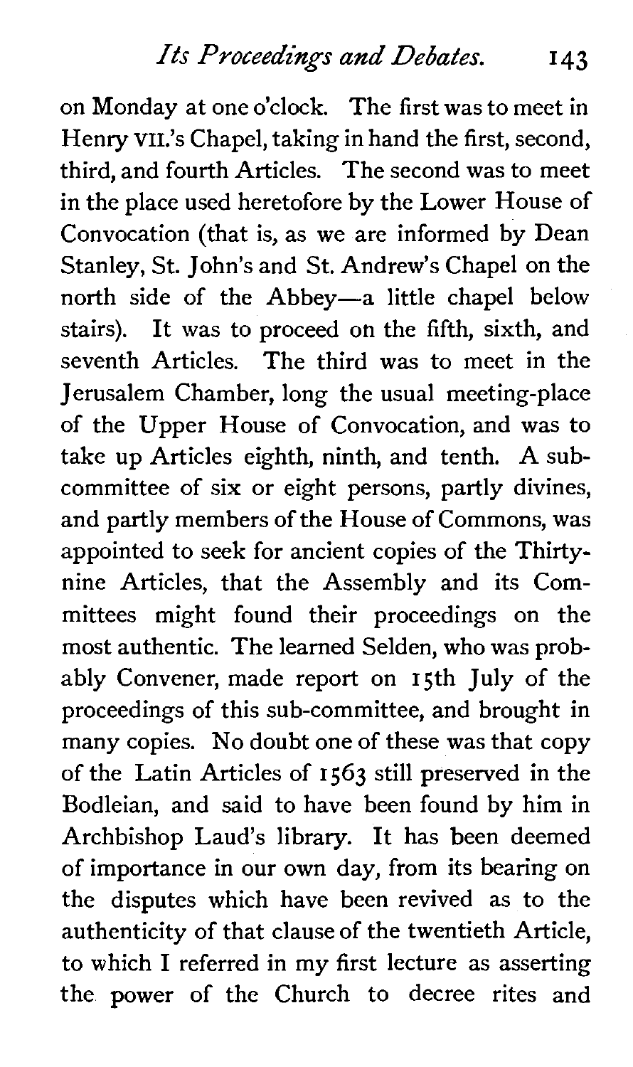on Monday at one o'clock. The first was to meet in Henry VII.'s Chapel, taking in hand the first, second, third, and fourth Articles. The second was to meet in the place used heretofore by the Lower House of Convocation (that is, as we are informed by Dean Stanley, St. John's and St. Andrew's Chapel on the north side of the Abbey—a little chapel below stairs). It was to proceed on the fifth, sixth, and seventh Articles. The third was to meet in the Jerusalem Chamber, long the usual meeting-place of the Upper House of Convocation, and was to take up Articles eighth, ninth, and tenth. A sub-committee of six or eight persons, partly divines, and partly members of the House of Commons, was appointed to seek for ancient copies of the Thirty-nine Articles, that the Assembly and its Committees might found their proceedings on the most authentic. The learned Selden, who was probably Convener, made report on 15th July of the proceedings of this sub-committee, and brought in many copies. No doubt one of these was that copy of the Latin Articles of 1563 still preserved in the Bodleian, and said to have been found by him in Archbishop Laud's library. It has been deemed of importance in our own day, from its bearing on the disputes which have been revived as to the authenticity of that clause of the twentieth Article, to which I referred in my first lecture as asserting the power of the Church to decree rites and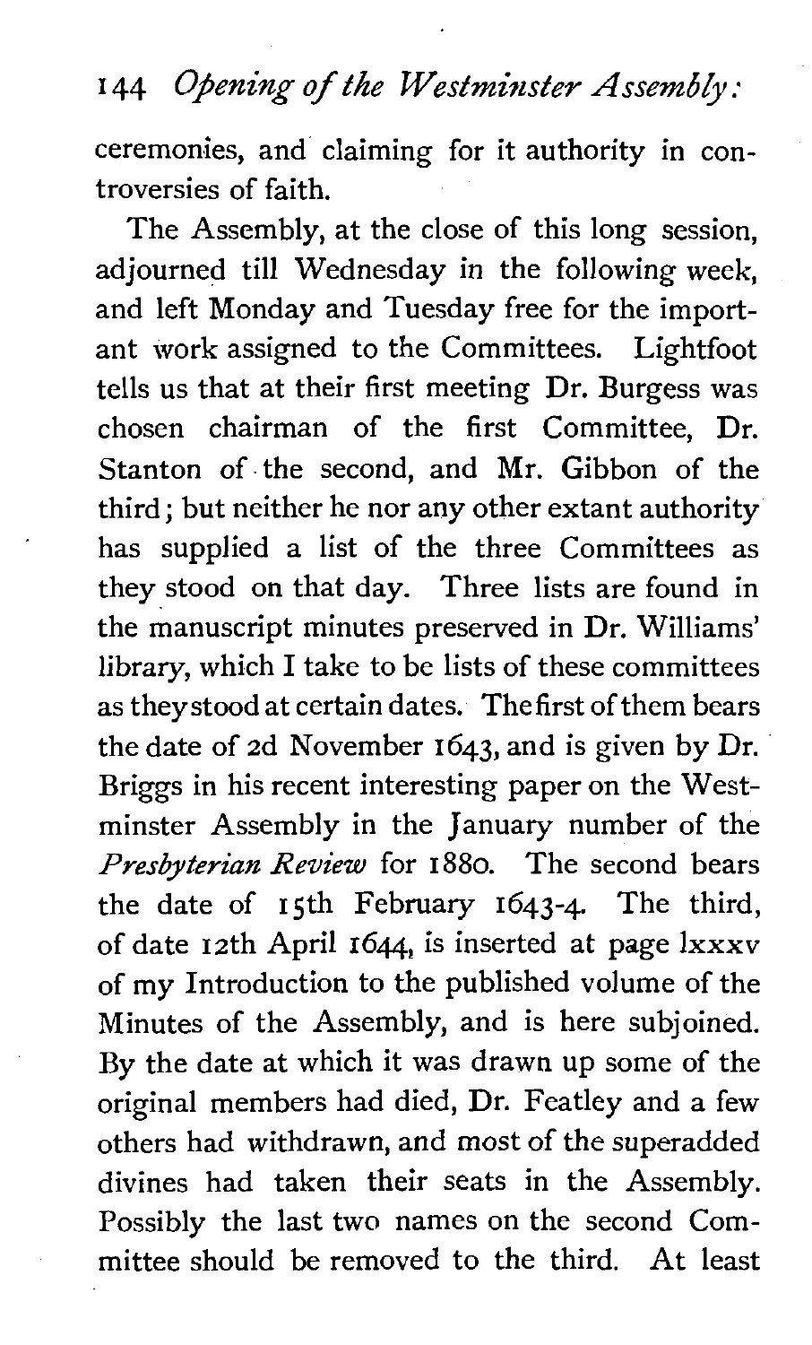ceremonies, and claiming for it authority in controversies of faith.

The Assembly, at the close of this long session, adjourned till Wednesday in the following week, and left Monday and Tuesday free for the important work assigned to the Committees. Lightfoot tells us that at their first meeting Dr. Burgess was chosen chairman of the first Committee, Dr. Stanton of the second, and Mr. Gibbon of the third; but neither he nor any other extant authority has supplied a list of the three Committees as they stood on that day. Three lists are found in the manuscript minutes preserved in Dr. Williams' library, which I take to be lists of these committees as they stood at certain dates. The first of them bears the date of 2d November 1643, and is given by Dr. Briggs in his recent interesting paper on the Westminster Assembly in the January number of the *Presbyterian Review* for 1880. The second bears the date of 15th February 1643-4. The third, of date 12th April 1644, is inserted at page lxxxv of my Introduction to the published volume of the Minutes of the Assembly, and is here subjoined. By the date at which it was drawn up some of the original members had died, Dr. Featley and a few others had withdrawn, and most of the superadded divines had taken their seats in the Assembly. Possibly the last two names on the second Committee should be removed to the third. At least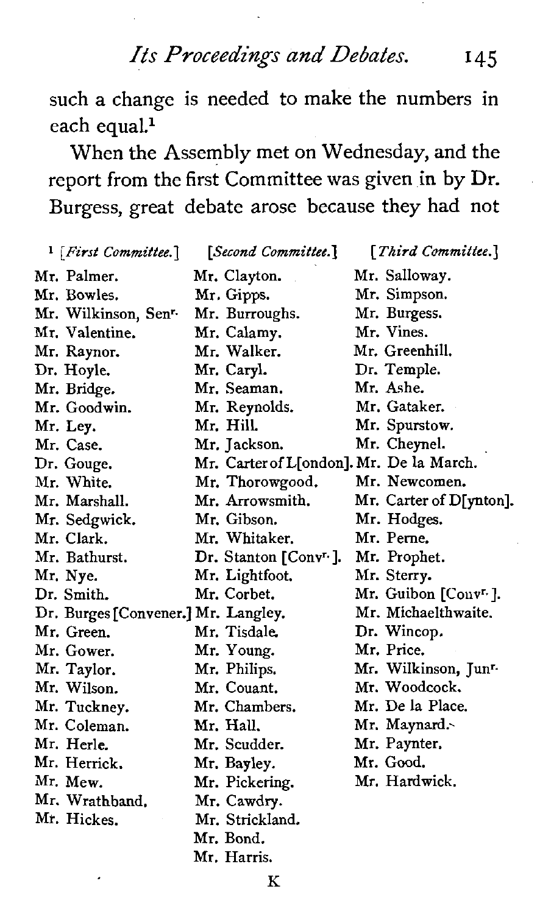such a change is needed to make the numbers in each equal.[1]

When the Assembly met on Wednesday, and the report from the first Committee was given in by Dr. Burgess, great debate arose because they had not

[1]

| *[First Committee.]* | *[Second Committee.]* | *[Third Committee.]* |
|---|---|---|
| Mr. Palmer. | Mr. Clayton. | Mr. Salloway. |
| Mr. Bowles. | Mr. Gipps. | Mr. Simpson. |
| Mr. Wilkinson, Senr. | Mr. Burroughs. | Mr. Burgess. |
| Mr. Valentine. | Mr. Calamy. | Mr. Vines. |
| Mr. Raynor. | Mr. Walker. | Mr. Greenhill. |
| Dr. Hoyle. | Mr. Caryl. | Dr. Temple. |
| Mr. Bridge. | Mr. Seaman. | Mr. Ashe. |
| Mr. Goodwin. | Mr. Reynolds. | Mr. Gataker. |
| Mr. Ley. | Mr. Hill. | Mr. Spurstow. |
| Mr. Case. | Mr. Jackson. | Mr. Cheynel. |
| Dr. Gouge. | Mr. Carter of L[ondon]. | Mr. De la March. |
| Mr. White. | Mr. Thorowgood. | Mr. Newcomen. |
| Mr. Marshall. | Mr. Arrowsmith. | Mr. Carter of D[ynton]. |
| Mr. Sedgwick. | Mr. Gibson. | Mr. Hodges. |
| Mr. Clark. | Mr. Whitaker. | Mr. Perne. |
| Mr. Bathurst. | Dr. Stanton [Convr.]. | Mr. Prophet. |
| Mr. Nye. | Mr. Lightfoot. | Mr. Sterry. |
| Dr. Smith. | Mr. Corbet. | Mr. Guibon [Convr.]. |
| Dr. Burges [Convener.] | Mr. Langley. | Mr. Michaelthwaite. |
| Mr. Green. | Mr. Tisdale. | Dr. Wincop. |
| Mr. Gower. | Mr. Young. | Mr. Price. |
| Mr. Taylor. | Mr. Philips. | Mr. Wilkinson, Junr. |
| Mr. Wilson. | Mr. Couant. | Mr. Woodcock. |
| Mr. Tuckney. | Mr. Chambers. | Mr. De la Place. |
| Mr. Coleman. | Mr. Hall. | Mr. Maynard. |
| Mr. Herle. | Mr. Scudder. | Mr. Paynter. |
| Mr. Herrick. | Mr. Bayley. | Mr. Good. |
| Mr. Mew. | Mr. Pickering. | Mr. Hardwick. |
| Mr. Wrathband. | Mr. Cawdry. | |
| Mr. Hickes. | Mr. Strickland. | |
| | Mr. Bond. | |
| | Mr. Harris. | |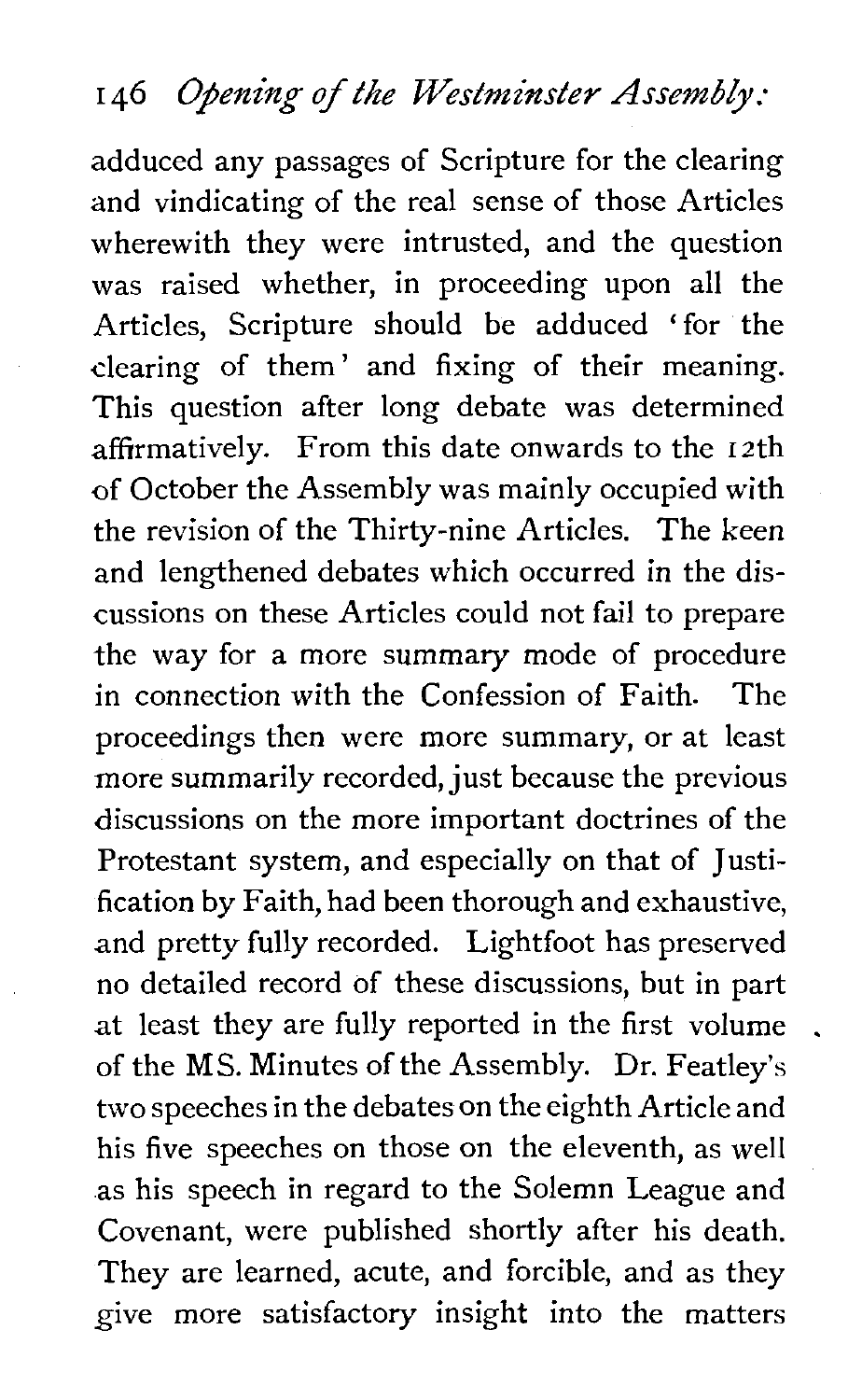adduced any passages of Scripture for the clearing and vindicating of the real sense of those Articles wherewith they were intrusted, and the question was raised whether, in proceeding upon all the Articles, Scripture should be adduced 'for the clearing of them' and fixing of their meaning. This question after long debate was determined affirmatively. From this date onwards to the 12th of October the Assembly was mainly occupied with the revision of the Thirty-nine Articles. The keen and lengthened debates which occurred in the discussions on these Articles could not fail to prepare the way for a more summary mode of procedure in connection with the Confession of Faith. The proceedings then were more summary, or at least more summarily recorded, just because the previous discussions on the more important doctrines of the Protestant system, and especially on that of Justification by Faith, had been thorough and exhaustive, and pretty fully recorded. Lightfoot has preserved no detailed record of these discussions, but in part at least they are fully reported in the first volume of the MS. Minutes of the Assembly. Dr. Featley's two speeches in the debates on the eighth Article and his five speeches on those on the eleventh, as well as his speech in regard to the Solemn League and Covenant, were published shortly after his death. They are learned, acute, and forcible, and as they give more satisfactory insight into the matters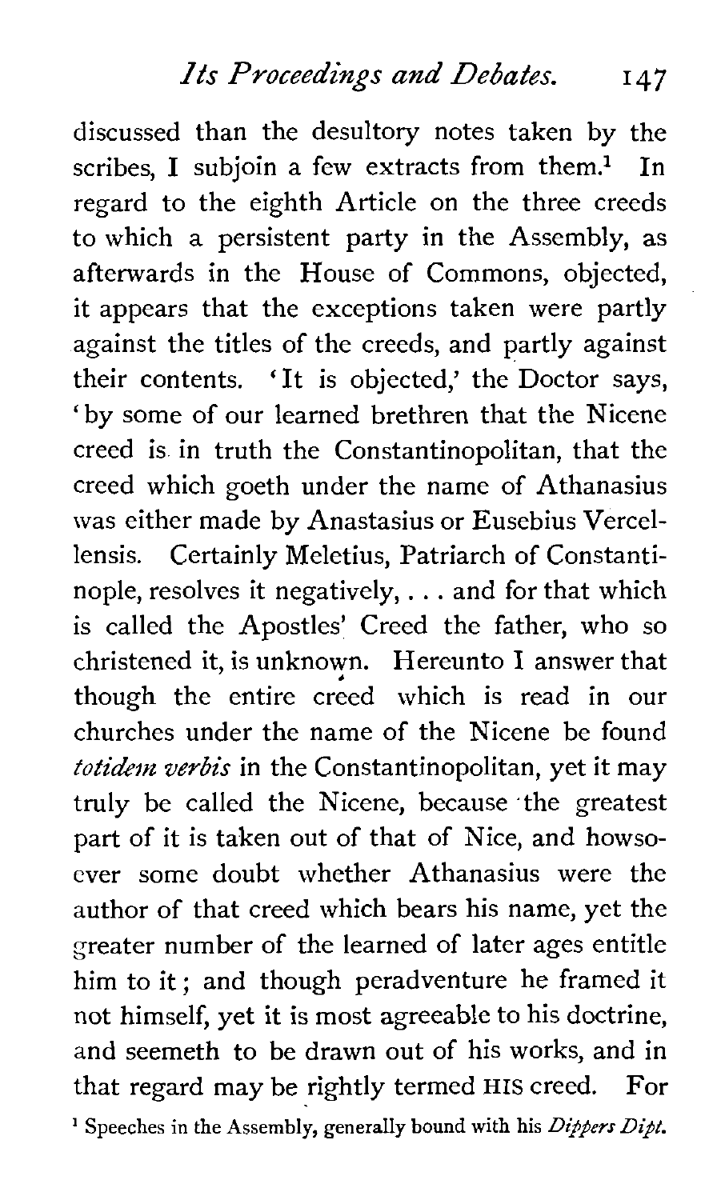discussed than the desultory notes taken by the scribes, I subjoin a few extracts from them.[1] In regard to the eighth Article on the three creeds to which a persistent party in the Assembly, as afterwards in the House of Commons, objected, it appears that the exceptions taken were partly against the titles of the creeds, and partly against their contents. 'It is objected,' the Doctor says, 'by some of our learned brethren that the Nicene creed is in truth the Constantinopolitan, that the creed which goeth under the name of Athanasius was either made by Anastasius or Eusebius Vercellensis. Certainly Meletius, Patriarch of Constantinople, resolves it negatively, . . . and for that which is called the Apostles' Creed the father, who so christened it, is unknown. Hereunto I answer that though the entire creed which is read in our churches under the name of the Nicene be found *totidem verbis* in the Constantinopolitan, yet it may truly be called the Nicene, because the greatest part of it is taken out of that of Nice, and howsoever some doubt whether Athanasius were the author of that creed which bears his name, yet the greater number of the learned of later ages entitle him to it; and though peradventure he framed it not himself, yet it is most agreeable to his doctrine, and seemeth to be drawn out of his works, and in that regard may be rightly termed HIS creed. For

[1] Speeches in the Assembly, generally bound with his *Dippers Dipt.*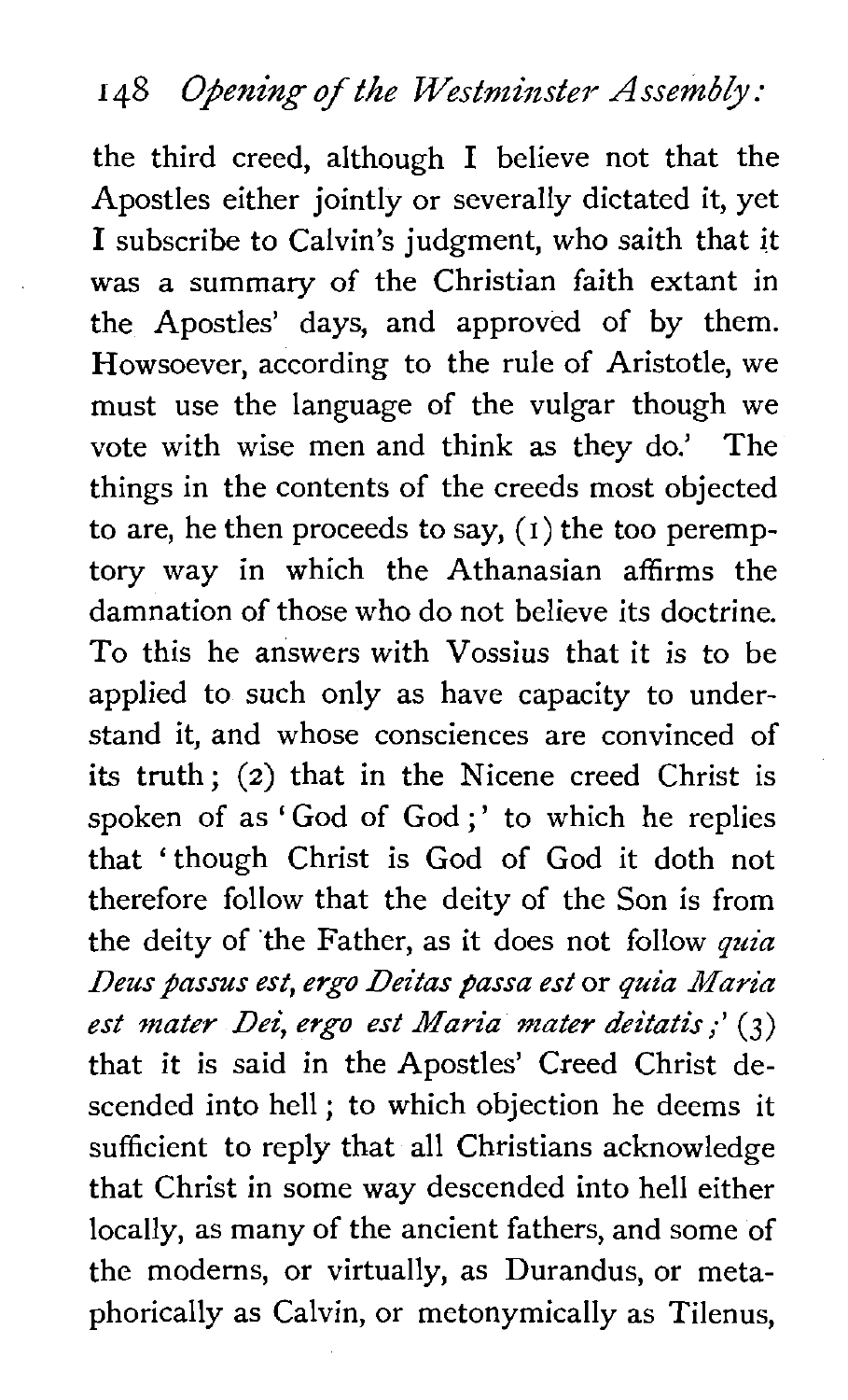the third creed, although I believe not that the Apostles either jointly or severally dictated it, yet I subscribe to Calvin's judgment, who saith that it was a summary of the Christian faith extant in the Apostles' days, and approved of by them. Howsoever, according to the rule of Aristotle, we must use the language of the vulgar though we vote with wise men and think as they do.' The things in the contents of the creeds most objected to are, he then proceeds to say, (1) the too peremptory way in which the Athanasian affirms the damnation of those who do not believe its doctrine. To this he answers with Vossius that it is to be applied to such only as have capacity to understand it, and whose consciences are convinced of its truth; (2) that in the Nicene creed Christ is spoken of as 'God of God;' to which he replies that 'though Christ is God of God it doth not therefore follow that the deity of the Son is from the deity of the Father, as it does not follow *quia Deus passus est, ergo Deitas passa est* or *quia Maria est mater Dei, ergo est Maria mater deitatis*;' (3) that it is said in the Apostles' Creed Christ descended into hell; to which objection he deems it sufficient to reply that all Christians acknowledge that Christ in some way descended into hell either locally, as many of the ancient fathers, and some of the moderns, or virtually, as Durandus, or metaphorically as Calvin, or metonymically as Tilenus,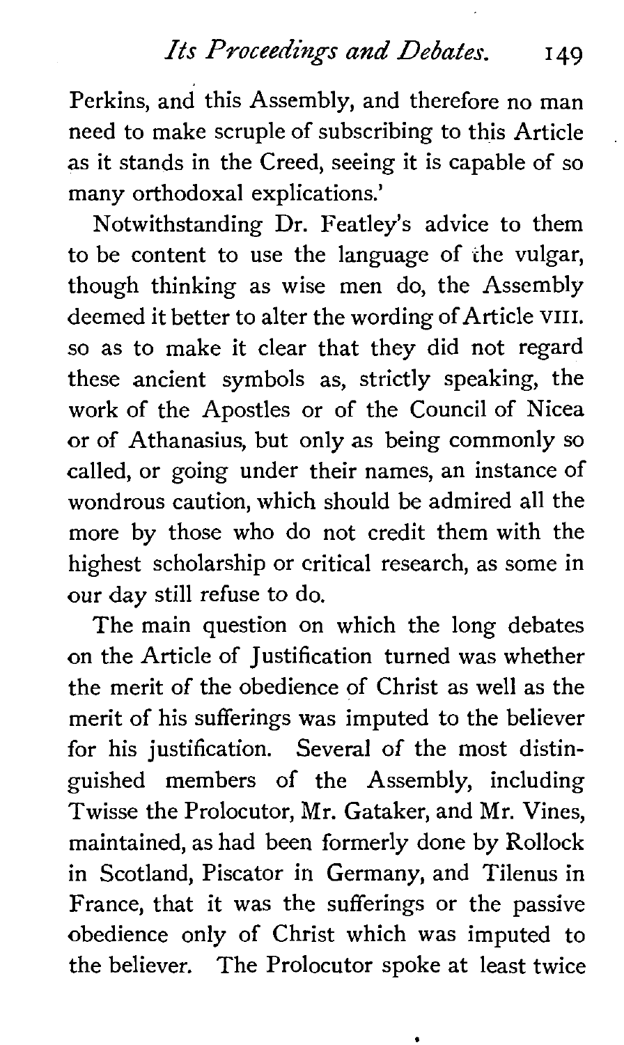Perkins, and this Assembly, and therefore no man need to make scruple of subscribing to this Article as it stands in the Creed, seeing it is capable of so many orthodoxal explications.'

Notwithstanding Dr. Featley's advice to them to be content to use the language of the vulgar, though thinking as wise men do, the Assembly deemed it better to alter the wording of Article VIII. so as to make it clear that they did not regard these ancient symbols as, strictly speaking, the work of the Apostles or of the Council of Nicea or of Athanasius, but only as being commonly so called, or going under their names, an instance of wondrous caution, which should be admired all the more by those who do not credit them with the highest scholarship or critical research, as some in our day still refuse to do.

The main question on which the long debates on the Article of Justification turned was whether the merit of the obedience of Christ as well as the merit of his sufferings was imputed to the believer for his justification. Several of the most distinguished members of the Assembly, including Twisse the Prolocutor, Mr. Gataker, and Mr. Vines, maintained, as had been formerly done by Rollock in Scotland, Piscator in Germany, and Tilenus in France, that it was the sufferings or the passive obedience only of Christ which was imputed to the believer. The Prolocutor spoke at least twice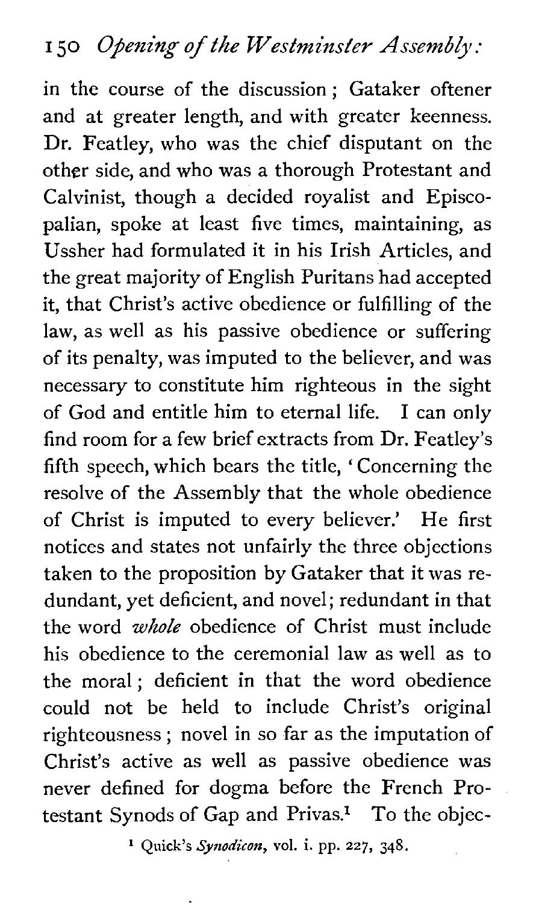in the course of the discussion; Gataker oftener and at greater length, and with greater keenness. Dr. Featley, who was the chief disputant on the other side, and who was a thorough Protestant and Calvinist, though a decided royalist and Episcopalian, spoke at least five times, maintaining, as Ussher had formulated it in his Irish Articles, and the great majority of English Puritans had accepted it, that Christ's active obedience or fulfilling of the law, as well as his passive obedience or suffering of its penalty, was imputed to the believer, and was necessary to constitute him righteous in the sight of God and entitle him to eternal life. I can only find room for a few brief extracts from Dr. Featley's fifth speech, which bears the title, 'Concerning the resolve of the Assembly that the whole obedience of Christ is imputed to every believer.' He first notices and states not unfairly the three objections taken to the proposition by Gataker that it was redundant, yet deficient, and novel; redundant in that the word *whole* obedience of Christ must include his obedience to the ceremonial law as well as to the moral; deficient in that the word obedience could not be held to include Christ's original righteousness; novel in so far as the imputation of Christ's active as well as passive obedience was never defined for dogma before the French Protestant Synods of Gap and Privas.[1] To the objec-

[1] Quick's *Synodicon*, vol. i. pp. 227, 348.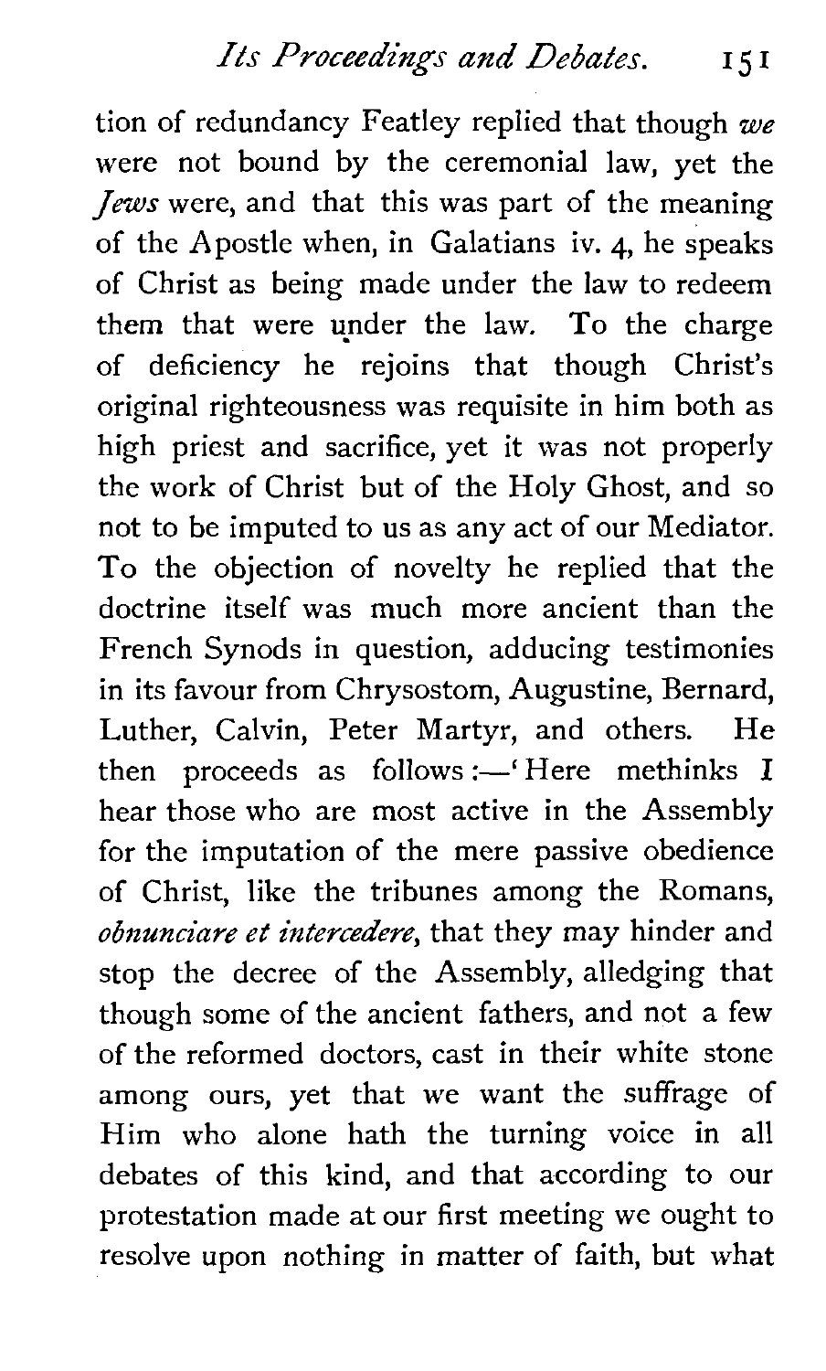tion of redundancy Featley replied that though *we* were not bound by the ceremonial law, yet the *Jews* were, and that this was part of the meaning of the Apostle when, in Galatians iv. 4, he speaks of Christ as being made under the law to redeem them that were under the law. To the charge of deficiency he rejoins that though Christ's original righteousness was requisite in him both as high priest and sacrifice, yet it was not properly the work of Christ but of the Holy Ghost, and so not to be imputed to us as any act of our Mediator. To the objection of novelty he replied that the doctrine itself was much more ancient than the French Synods in question, adducing testimonies in its favour from Chrysostom, Augustine, Bernard, Luther, Calvin, Peter Martyr, and others. He then proceeds as follows:—'Here methinks I hear those who are most active in the Assembly for the imputation of the mere passive obedience of Christ, like the tribunes among the Romans, *obnunciare et intercedere*, that they may hinder and stop the decree of the Assembly, alledging that though some of the ancient fathers, and not a few of the reformed doctors, cast in their white stone among ours, yet that we want the suffrage of Him who alone hath the turning voice in all debates of this kind, and that according to our protestation made at our first meeting we ought to resolve upon nothing in matter of faith, but what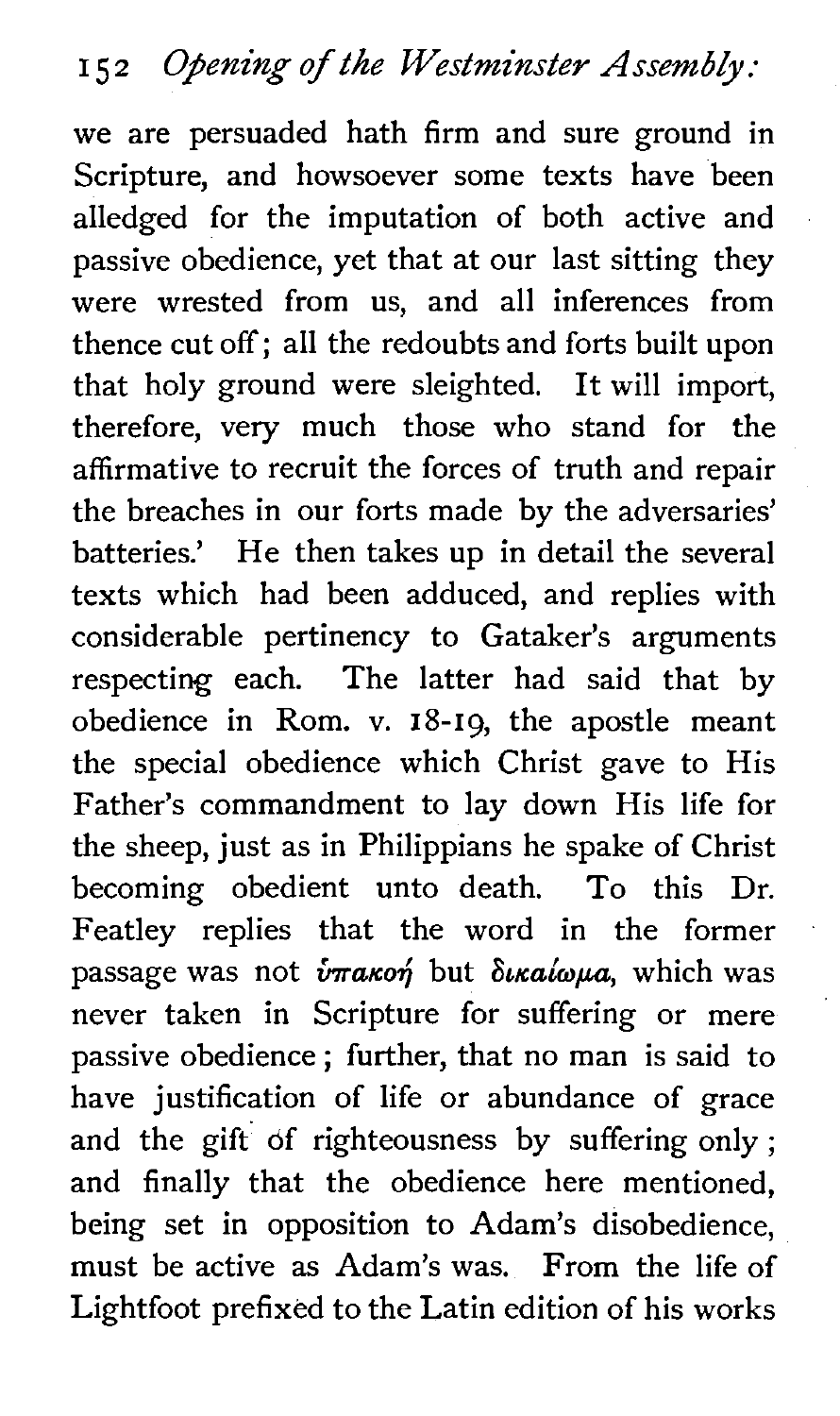we are persuaded hath firm and sure ground in Scripture, and howsoever some texts have been alledged for the imputation of both active and passive obedience, yet that at our last sitting they were wrested from us, and all inferences from thence cut off; all the redoubts and forts built upon that holy ground were sleighted. It will import, therefore, very much those who stand for the affirmative to recruit the forces of truth and repair the breaches in our forts made by the adversaries' batteries.' He then takes up in detail the several texts which had been adduced, and replies with considerable pertinency to Gataker's arguments respecting each. The latter had said that by obedience in Rom. v. 18-19, the apostle meant the special obedience which Christ gave to His Father's commandment to lay down His life for the sheep, just as in Philippians he spake of Christ becoming obedient unto death. To this Dr. Featley replies that the word in the former passage was not *ὑπακοή* but *δικαίωμα*, which was never taken in Scripture for suffering or mere passive obedience; further, that no man is said to have justification of life or abundance of grace and the gift of righteousness by suffering only; and finally that the obedience here mentioned, being set in opposition to Adam's disobedience, must be active as Adam's was. From the life of Lightfoot prefixed to the Latin edition of his works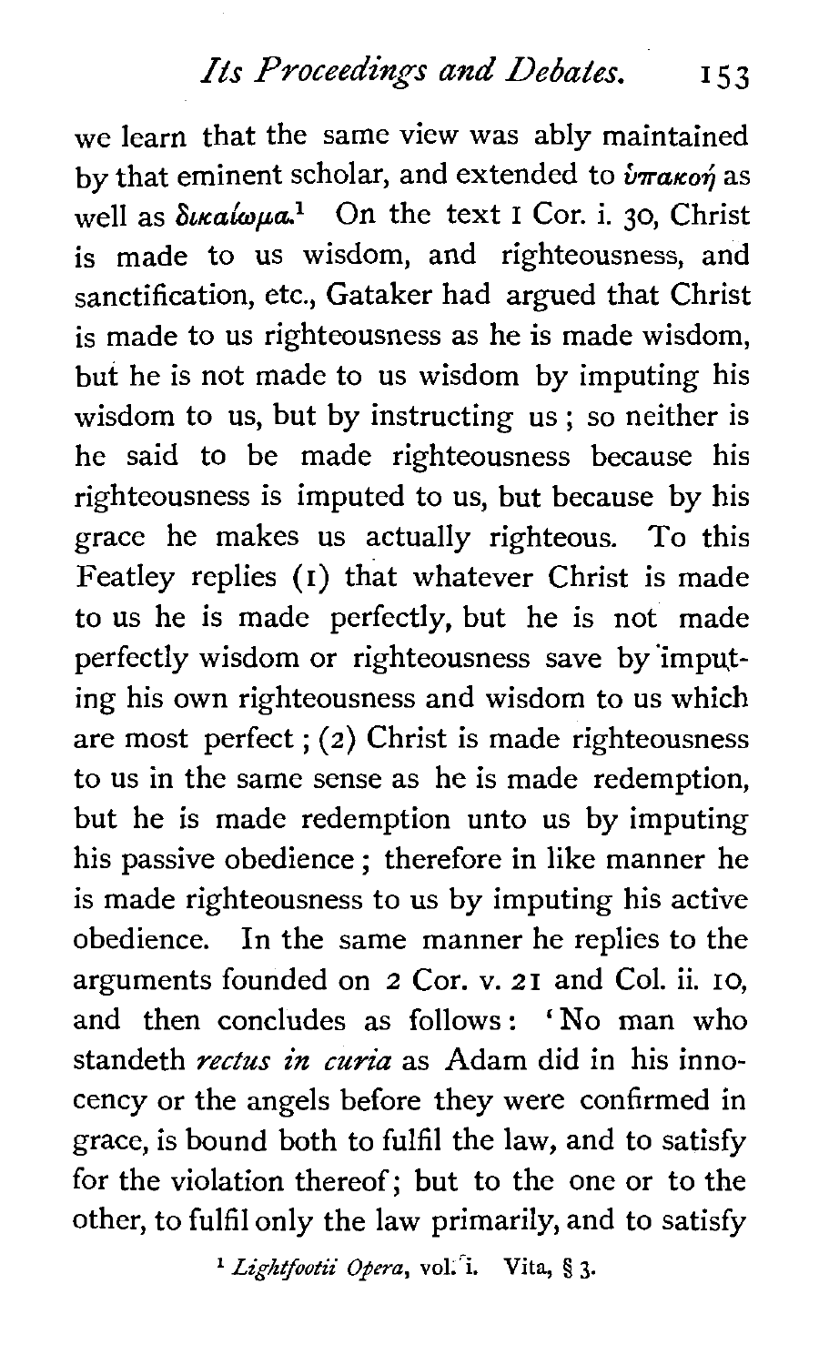we learn that the same view was ably maintained by that eminent scholar, and extended to ὑπακοή as well as δικαίωμα.[1] On the text 1 Cor. i. 30, Christ is made to us wisdom, and righteousness, and sanctification, etc., Gataker had argued that Christ is made to us righteousness as he is made wisdom, but he is not made to us wisdom by imputing his wisdom to us, but by instructing us; so neither is he said to be made righteousness because his righteousness is imputed to us, but because by his grace he makes us actually righteous. To this Featley replies (1) that whatever Christ is made to us he is made perfectly, but he is not made perfectly wisdom or righteousness save by imputing his own righteousness and wisdom to us which are most perfect; (2) Christ is made righteousness to us in the same sense as he is made redemption, but he is made redemption unto us by imputing his passive obedience; therefore in like manner he is made righteousness to us by imputing his active obedience. In the same manner he replies to the arguments founded on 2 Cor. v. 21 and Col. ii. 10, and then concludes as follows: 'No man who standeth *rectus in curia* as Adam did in his innocency or the angels before they were confirmed in grace, is bound both to fulfil the law, and to satisfy for the violation thereof; but to the one or to the other, to fulfil only the law primarily, and to satisfy

[1] *Lightfootii Opera*, vol. i. Vita, § 3.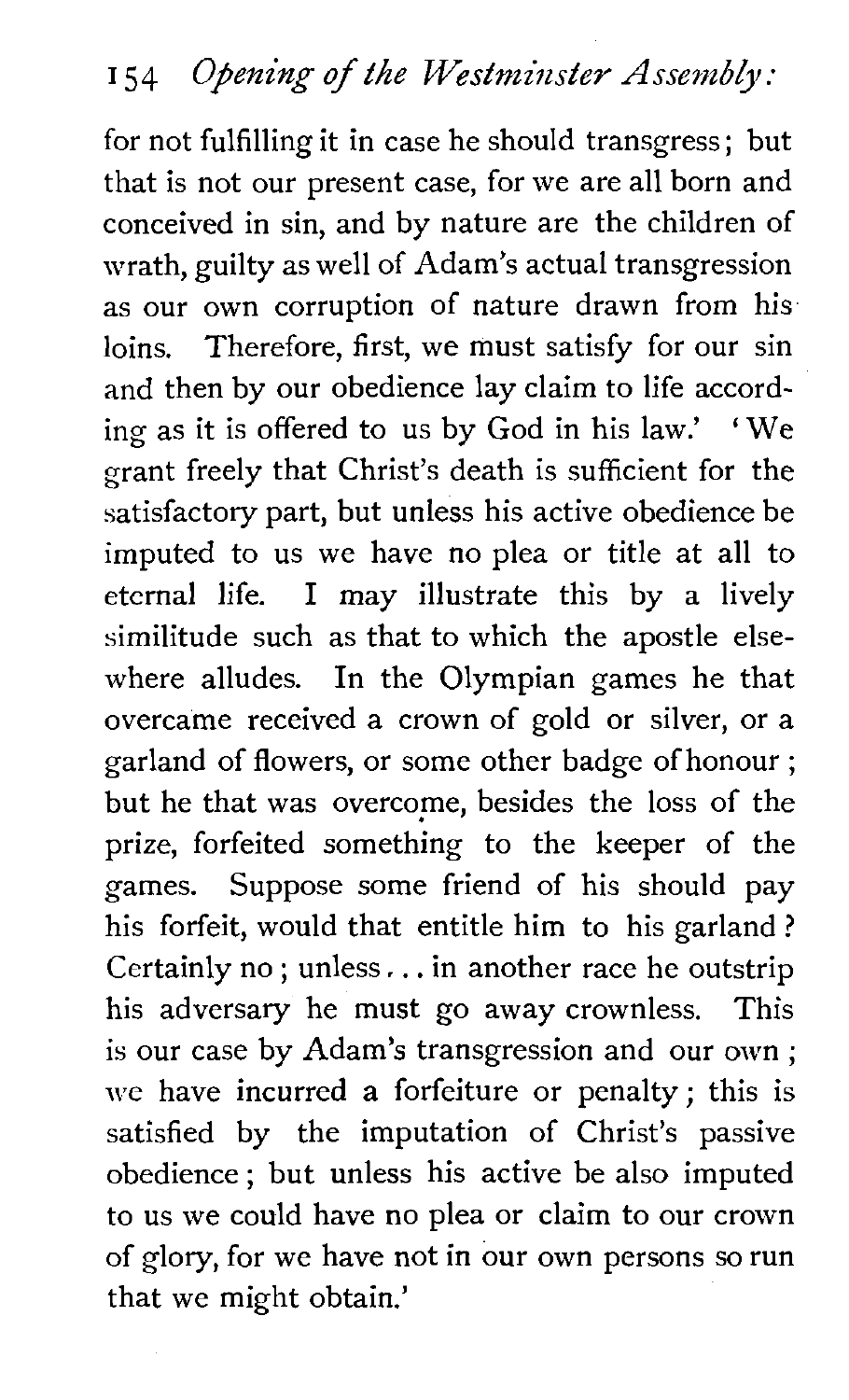for not fulfilling it in case he should transgress; but that is not our present case, for we are all born and conceived in sin, and by nature are the children of wrath, guilty as well of Adam's actual transgression as our own corruption of nature drawn from his loins. Therefore, first, we must satisfy for our sin and then by our obedience lay claim to life according as it is offered to us by God in his law.' 'We grant freely that Christ's death is sufficient for the satisfactory part, but unless his active obedience be imputed to us we have no plea or title at all to eternal life. I may illustrate this by a lively similitude such as that to which the apostle elsewhere alludes. In the Olympian games he that overcame received a crown of gold or silver, or a garland of flowers, or some other badge of honour; but he that was overcome, besides the loss of the prize, forfeited something to the keeper of the games. Suppose some friend of his should pay his forfeit, would that entitle him to his garland? Certainly no; unless... in another race he outstrip his adversary he must go away crownless. This is our case by Adam's transgression and our own; we have incurred a forfeiture or penalty; this is satisfied by the imputation of Christ's passive obedience; but unless his active be also imputed to us we could have no plea or claim to our crown of glory, for we have not in our own persons so run that we might obtain.'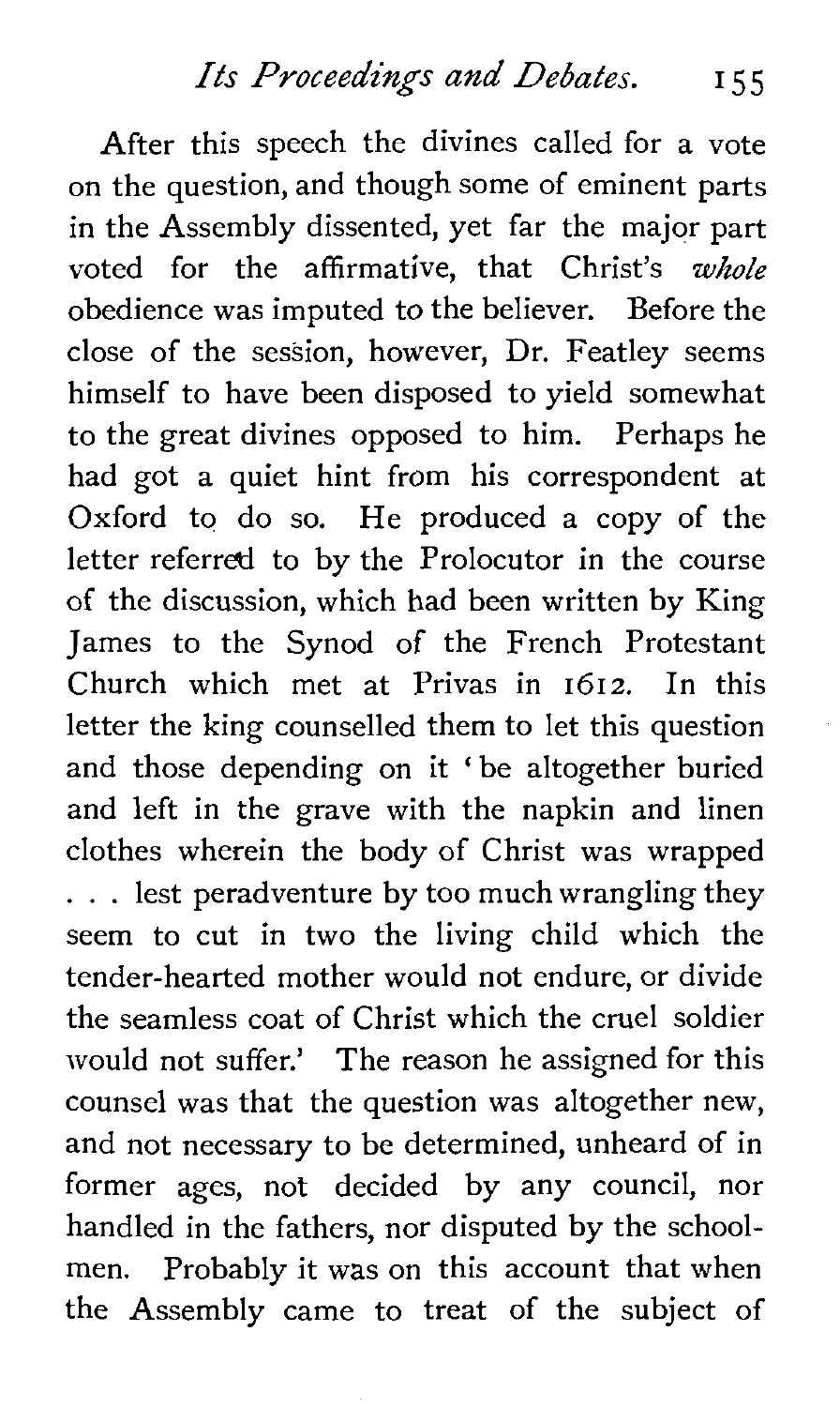After this speech the divines called for a vote on the question, and though some of eminent parts in the Assembly dissented, yet far the major part voted for the affirmative, that Christ's *whole* obedience was imputed to the believer. Before the close of the session, however, Dr. Featley seems himself to have been disposed to yield somewhat to the great divines opposed to him. Perhaps he had got a quiet hint from his correspondent at Oxford to do so. He produced a copy of the letter referred to by the Prolocutor in the course of the discussion, which had been written by King James to the Synod of the French Protestant Church which met at Privas in 1612. In this letter the king counselled them to let this question and those depending on it 'be altogether buried and left in the grave with the napkin and linen clothes wherein the body of Christ was wrapped . . . lest peradventure by too much wrangling they seem to cut in two the living child which the tender-hearted mother would not endure, or divide the seamless coat of Christ which the cruel soldier would not suffer.' The reason he assigned for this counsel was that the question was altogether new, and not necessary to be determined, unheard of in former ages, not decided by any council, nor handled in the fathers, nor disputed by the schoolmen. Probably it was on this account that when the Assembly came to treat of the subject of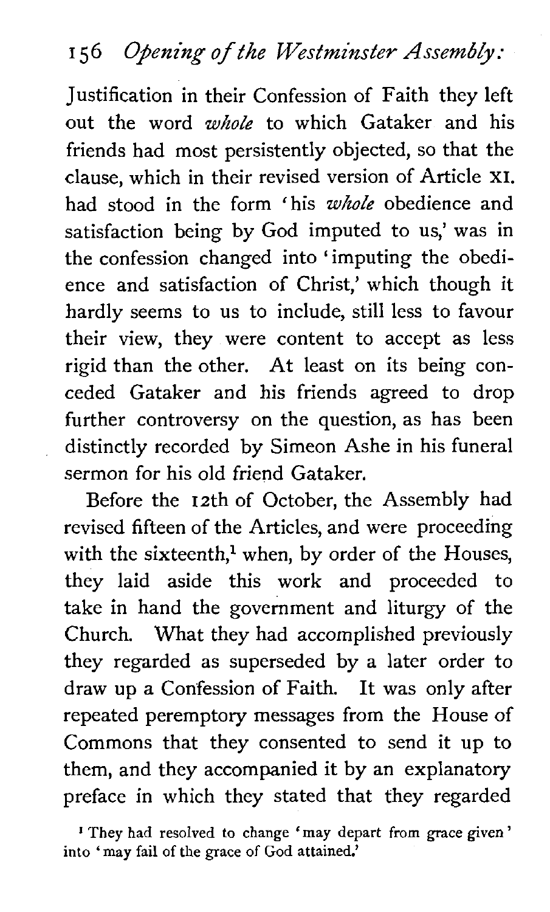Justification in their Confession of Faith they left out the word *whole* to which Gataker and his friends had most persistently objected, so that the clause, which in their revised version of Article XI. had stood in the form 'his *whole* obedience and satisfaction being by God imputed to us,' was in the confession changed into 'imputing the obedience and satisfaction of Christ,' which though it hardly seems to us to include, still less to favour their view, they were content to accept as less rigid than the other. At least on its being conceded Gataker and his friends agreed to drop further controversy on the question, as has been distinctly recorded by Simeon Ashe in his funeral sermon for his old friend Gataker.

Before the 12th of October, the Assembly had revised fifteen of the Articles, and were proceeding with the sixteenth,[1] when, by order of the Houses, they laid aside this work and proceeded to take in hand the government and liturgy of the Church. What they had accomplished previously they regarded as superseded by a later order to draw up a Confession of Faith. It was only after repeated peremptory messages from the House of Commons that they consented to send it up to them, and they accompanied it by an explanatory preface in which they stated that they regarded

[1] They had resolved to change 'may depart from grace given' into 'may fail of the grace of God attained.'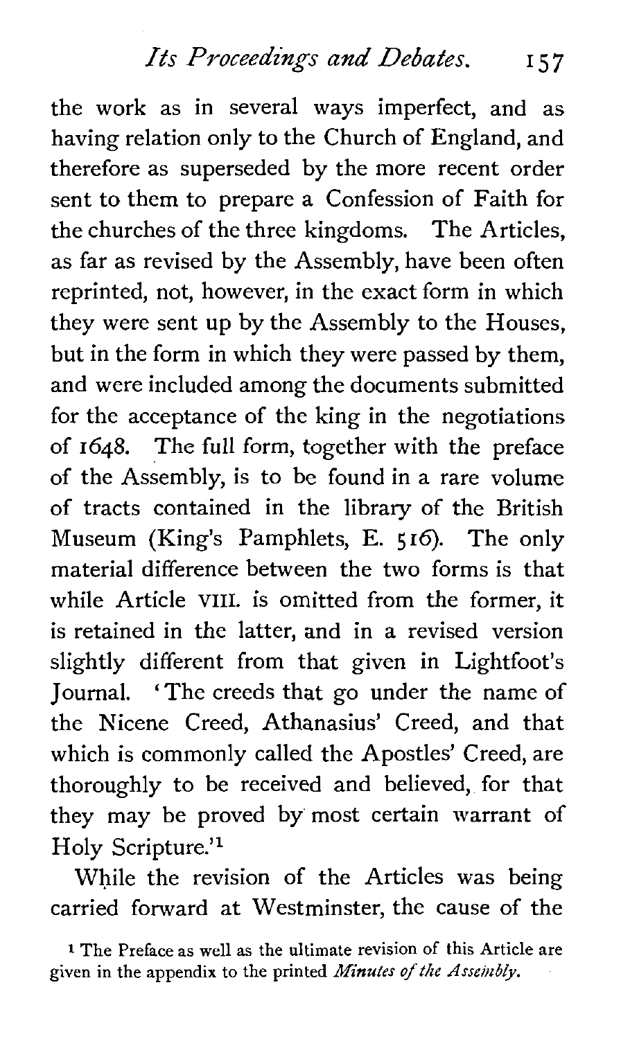the work as in several ways imperfect, and as having relation only to the Church of England, and therefore as superseded by the more recent order sent to them to prepare a Confession of Faith for the churches of the three kingdoms. The Articles, as far as revised by the Assembly, have been often reprinted, not, however, in the exact form in which they were sent up by the Assembly to the Houses, but in the form in which they were passed by them, and were included among the documents submitted for the acceptance of the king in the negotiations of 1648. The full form, together with the preface of the Assembly, is to be found in a rare volume of tracts contained in the library of the British Museum (King's Pamphlets, E. 516). The only material difference between the two forms is that while Article VIII. is omitted from the former, it is retained in the latter, and in a revised version slightly different from that given in Lightfoot's Journal. 'The creeds that go under the name of the Nicene Creed, Athanasius' Creed, and that which is commonly called the Apostles' Creed, are thoroughly to be received and believed, for that they may be proved by most certain warrant of Holy Scripture.'[1]

While the revision of the Articles was being carried forward at Westminster, the cause of the

[1] The Preface as well as the ultimate revision of this Article are given in the appendix to the printed *Minutes of the Assembly*.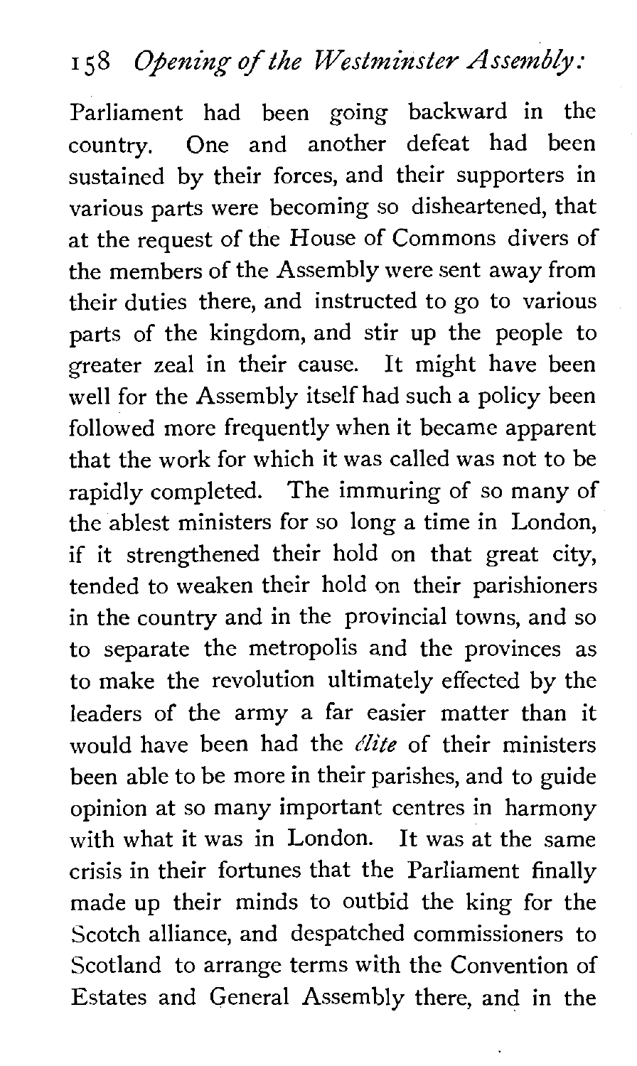Parliament had been going backward in the country. One and another defeat had been sustained by their forces, and their supporters in various parts were becoming so disheartened, that at the request of the House of Commons divers of the members of the Assembly were sent away from their duties there, and instructed to go to various parts of the kingdom, and stir up the people to greater zeal in their cause. It might have been well for the Assembly itself had such a policy been followed more frequently when it became apparent that the work for which it was called was not to be rapidly completed. The immuring of so many of the ablest ministers for so long a time in London, if it strengthened their hold on that great city, tended to weaken their hold on their parishioners in the country and in the provincial towns, and so to separate the metropolis and the provinces as to make the revolution ultimately effected by the leaders of the army a far easier matter than it would have been had the *élite* of their ministers been able to be more in their parishes, and to guide opinion at so many important centres in harmony with what it was in London. It was at the same crisis in their fortunes that the Parliament finally made up their minds to outbid the king for the Scotch alliance, and despatched commissioners to Scotland to arrange terms with the Convention of Estates and General Assembly there, and in the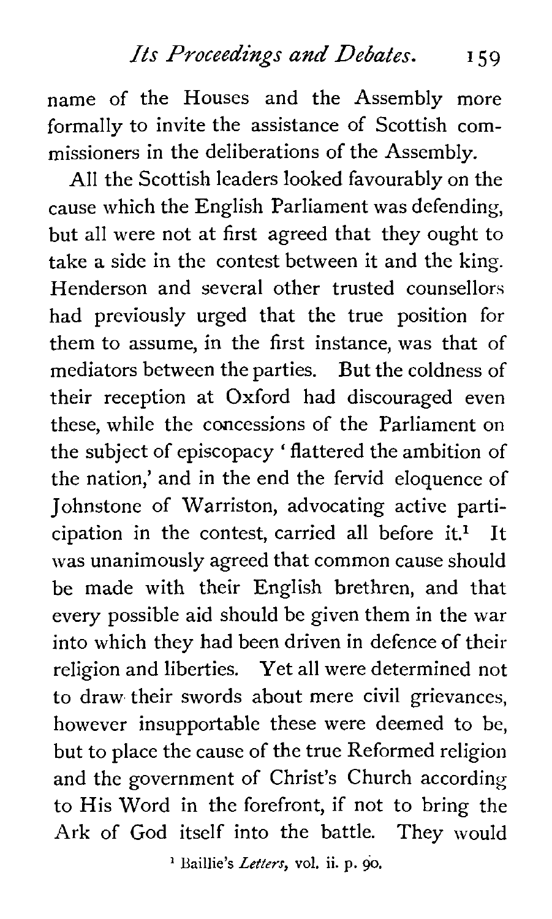name of the Houses and the Assembly more formally to invite the assistance of Scottish commissioners in the deliberations of the Assembly.

All the Scottish leaders looked favourably on the cause which the English Parliament was defending, but all were not at first agreed that they ought to take a side in the contest between it and the king. Henderson and several other trusted counsellors had previously urged that the true position for them to assume, in the first instance, was that of mediators between the parties. But the coldness of their reception at Oxford had discouraged even these, while the concessions of the Parliament on the subject of episcopacy 'flattered the ambition of the nation,' and in the end the fervid eloquence of Johnstone of Warriston, advocating active participation in the contest, carried all before it.[1] It was unanimously agreed that common cause should be made with their English brethren, and that every possible aid should be given them in the war into which they had been driven in defence of their religion and liberties. Yet all were determined not to draw their swords about mere civil grievances, however insupportable these were deemed to be, but to place the cause of the true Reformed religion and the government of Christ's Church according to His Word in the forefront, if not to bring the Ark of God itself into the battle. They would

[1] Baillie's *Letters*, vol. ii. p. 90.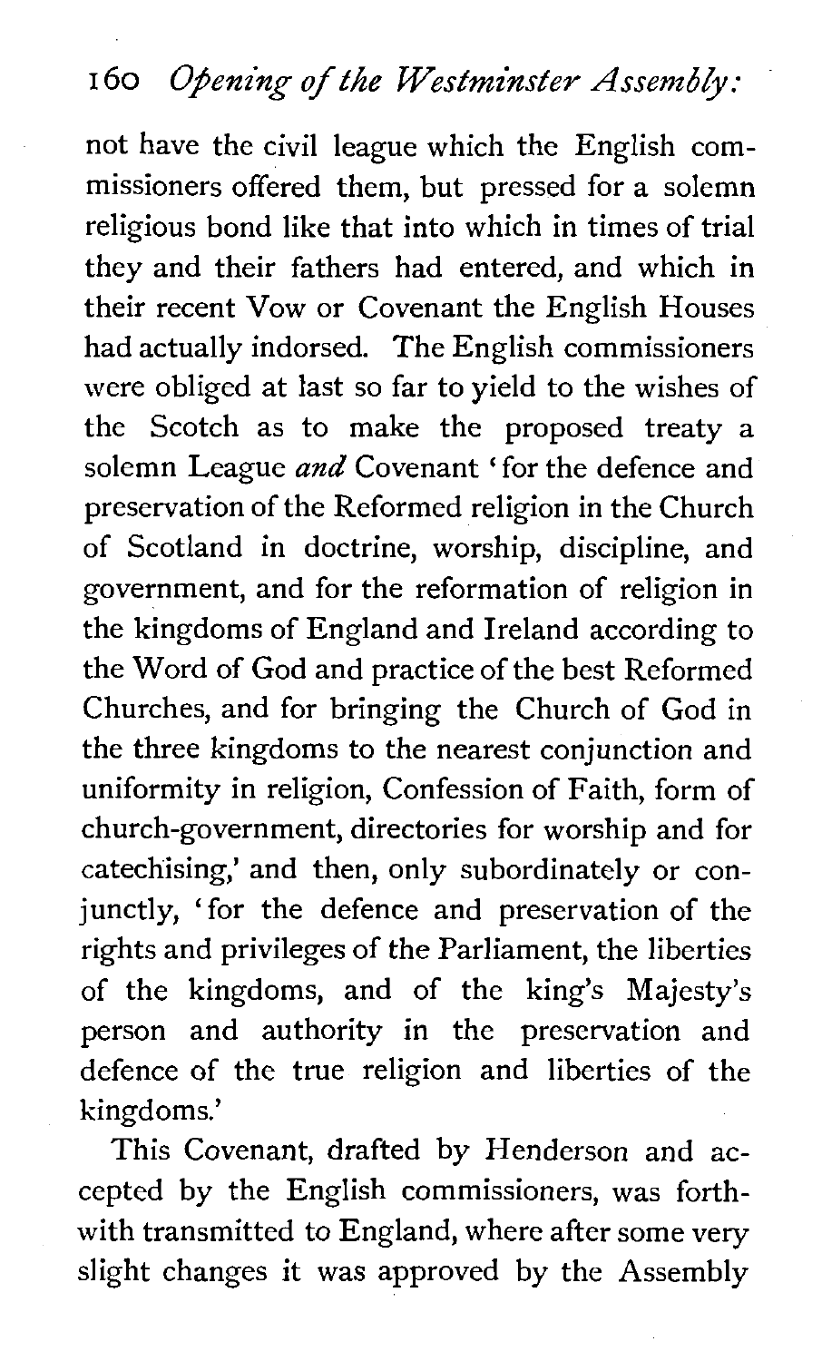not have the civil league which the English commissioners offered them, but pressed for a solemn religious bond like that into which in times of trial they and their fathers had entered, and which in their recent Vow or Covenant the English Houses had actually indorsed. The English commissioners were obliged at last so far to yield to the wishes of the Scotch as to make the proposed treaty a solemn League *and* Covenant 'for the defence and preservation of the Reformed religion in the Church of Scotland in doctrine, worship, discipline, and government, and for the reformation of religion in the kingdoms of England and Ireland according to the Word of God and practice of the best Reformed Churches, and for bringing the Church of God in the three kingdoms to the nearest conjunction and uniformity in religion, Confession of Faith, form of church-government, directories for worship and for catechising,' and then, only subordinately or conjunctly, 'for the defence and preservation of the rights and privileges of the Parliament, the liberties of the kingdoms, and of the king's Majesty's person and authority in the preservation and defence of the true religion and liberties of the kingdoms.'

This Covenant, drafted by Henderson and accepted by the English commissioners, was forthwith transmitted to England, where after some very slight changes it was approved by the Assembly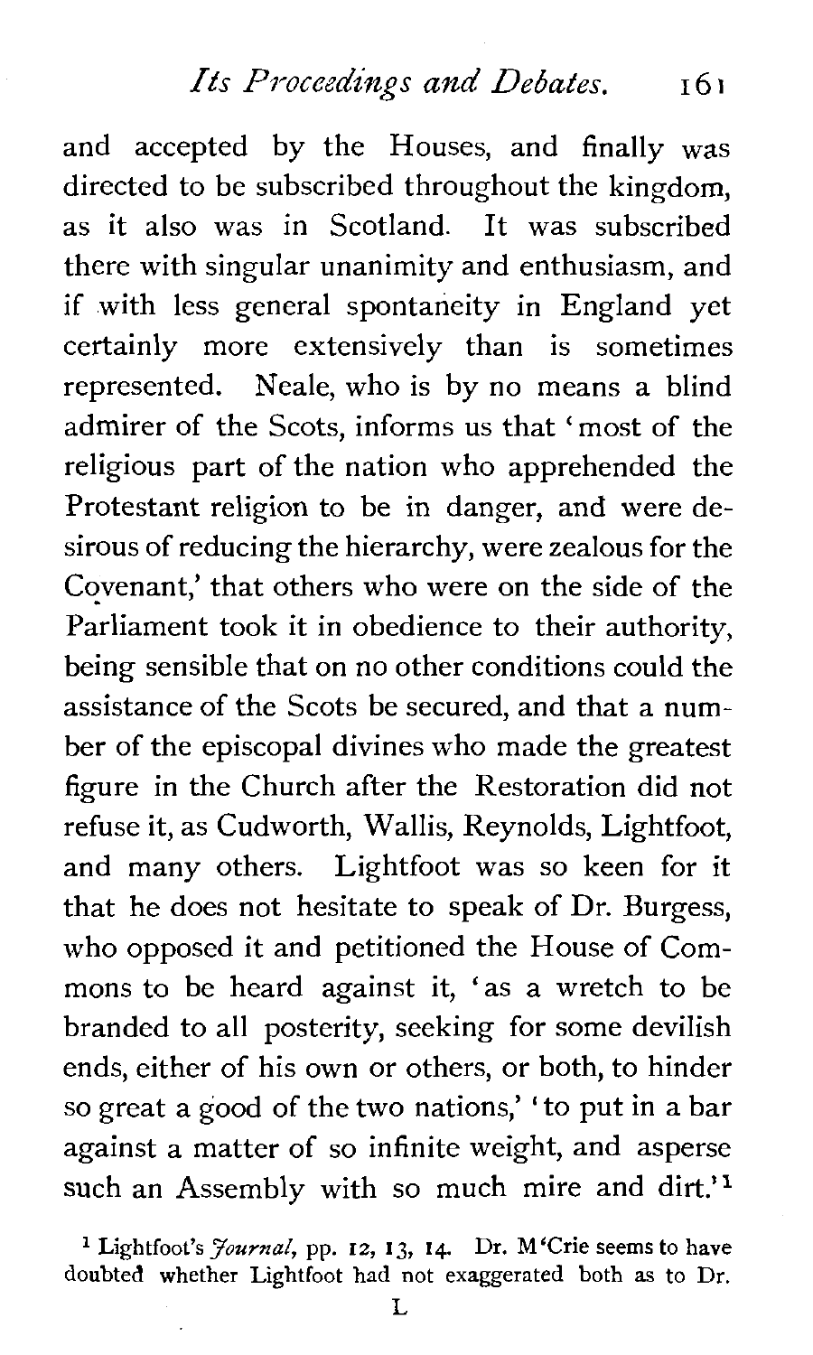and accepted by the Houses, and finally was directed to be subscribed throughout the kingdom, as it also was in Scotland. It was subscribed there with singular unanimity and enthusiasm, and if with less general spontaneity in England yet certainly more extensively than is sometimes represented. Neale, who is by no means a blind admirer of the Scots, informs us that 'most of the religious part of the nation who apprehended the Protestant religion to be in danger, and were desirous of reducing the hierarchy, were zealous for the Covenant,' that others who were on the side of the Parliament took it in obedience to their authority, being sensible that on no other conditions could the assistance of the Scots be secured, and that a number of the episcopal divines who made the greatest figure in the Church after the Restoration did not refuse it, as Cudworth, Wallis, Reynolds, Lightfoot, and many others. Lightfoot was so keen for it that he does not hesitate to speak of Dr. Burgess, who opposed it and petitioned the House of Commons to be heard against it, 'as a wretch to be branded to all posterity, seeking for some devilish ends, either of his own or others, or both, to hinder so great a good of the two nations,' 'to put in a bar against a matter of so infinite weight, and asperse such an Assembly with so much mire and dirt.'[1]

[1] Lightfoot's *Journal*, pp. 12, 13, 14. Dr. M'Crie seems to have doubted whether Lightfoot had not exaggerated both as to Dr.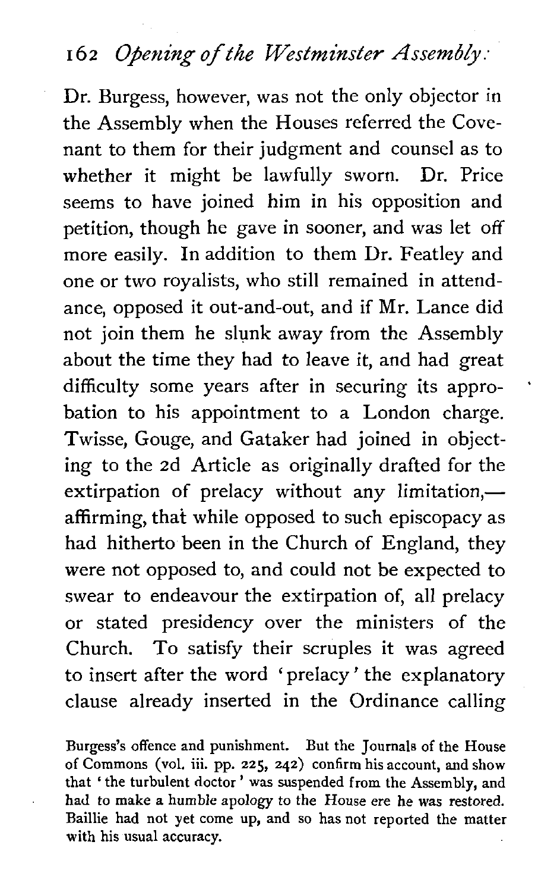Dr. Burgess, however, was not the only objector in the Assembly when the Houses referred the Covenant to them for their judgment and counsel as to whether it might be lawfully sworn. Dr. Price seems to have joined him in his opposition and petition, though he gave in sooner, and was let off more easily. In addition to them Dr. Featley and one or two royalists, who still remained in attendance, opposed it out-and-out, and if Mr. Lance did not join them he slunk away from the Assembly about the time they had to leave it, and had great difficulty some years after in securing its approbation to his appointment to a London charge. Twisse, Gouge, and Gataker had joined in objecting to the 2d Article as originally drafted for the extirpation of prelacy without any limitation,—affirming, that while opposed to such episcopacy as had hitherto been in the Church of England, they were not opposed to, and could not be expected to swear to endeavour the extirpation of, all prelacy or stated presidency over the ministers of the Church. To satisfy their scruples it was agreed to insert after the word 'prelacy' the explanatory clause already inserted in the Ordinance calling

Burgess's offence and punishment. But the Journals of the House of Commons (vol. iii. pp. 225, 242) confirm his account, and show that 'the turbulent doctor' was suspended from the Assembly, and had to make a humble apology to the House ere he was restored. Baillie had not yet come up, and so has not reported the matter with his usual accuracy.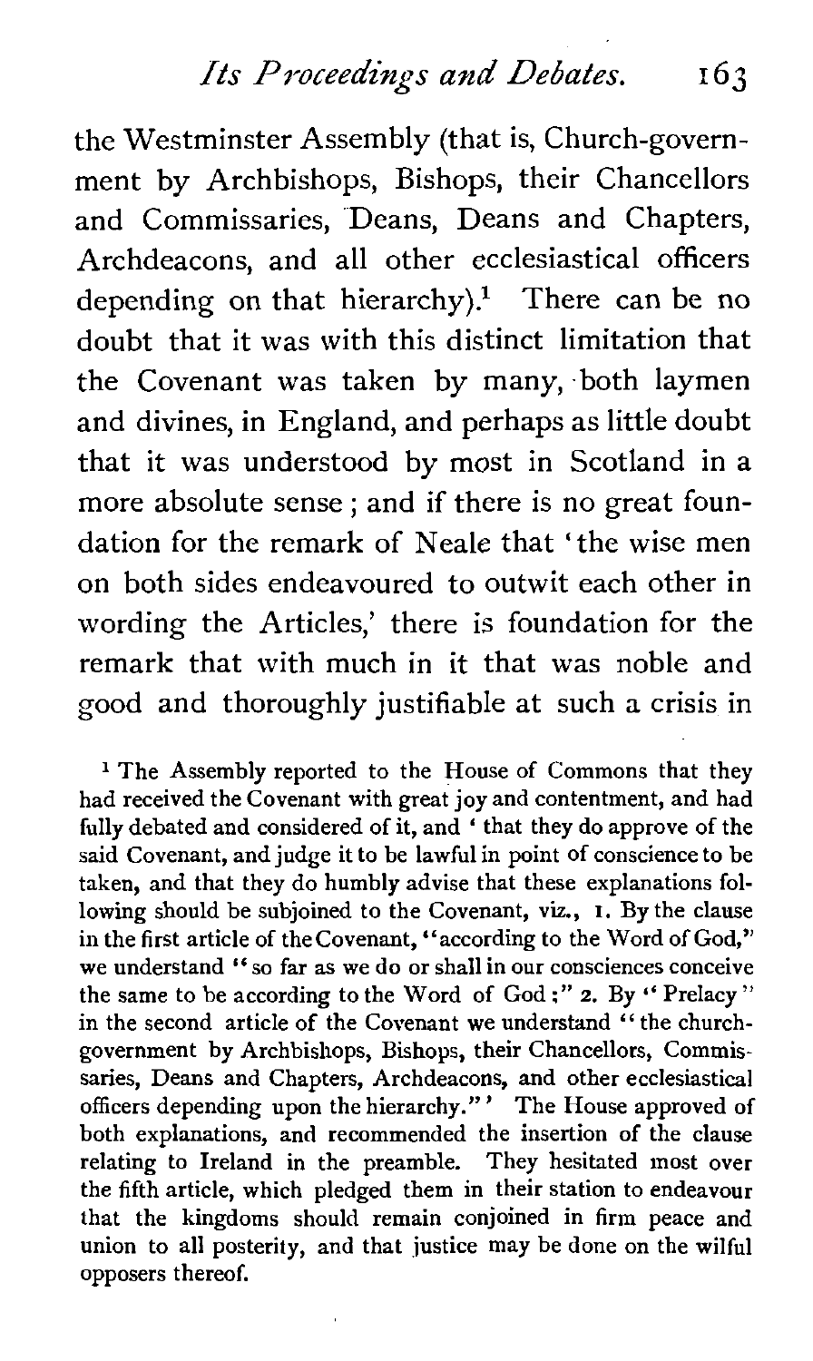the Westminster Assembly (that is, Church-government by Archbishops, Bishops, their Chancellors and Commissaries, Deans, Deans and Chapters, Archdeacons, and all other ecclesiastical officers depending on that hierarchy).[1] There can be no doubt that it was with this distinct limitation that the Covenant was taken by many, both laymen and divines, in England, and perhaps as little doubt that it was understood by most in Scotland in a more absolute sense; and if there is no great foundation for the remark of Neale that 'the wise men on both sides endeavoured to outwit each other in wording the Articles,' there is foundation for the remark that with much in it that was noble and good and thoroughly justifiable at such a crisis in

[1] The Assembly reported to the House of Commons that they had received the Covenant with great joy and contentment, and had fully debated and considered of it, and 'that they do approve of the said Covenant, and judge it to be lawful in point of conscience to be taken, and that they do humbly advise that these explanations following should be subjoined to the Covenant, viz., 1. By the clause in the first article of the Covenant, "according to the Word of God," we understand "so far as we do or shall in our consciences conceive the same to be according to the Word of God;" 2. By "Prelacy" in the second article of the Covenant we understand "the church-government by Archbishops, Bishops, their Chancellors, Commissaries, Deans and Chapters, Archdeacons, and other ecclesiastical officers depending upon the hierarchy."' The House approved of both explanations, and recommended the insertion of the clause relating to Ireland in the preamble. They hesitated most over the fifth article, which pledged them in their station to endeavour that the kingdoms should remain conjoined in firm peace and union to all posterity, and that justice may be done on the wilful opposers thereof.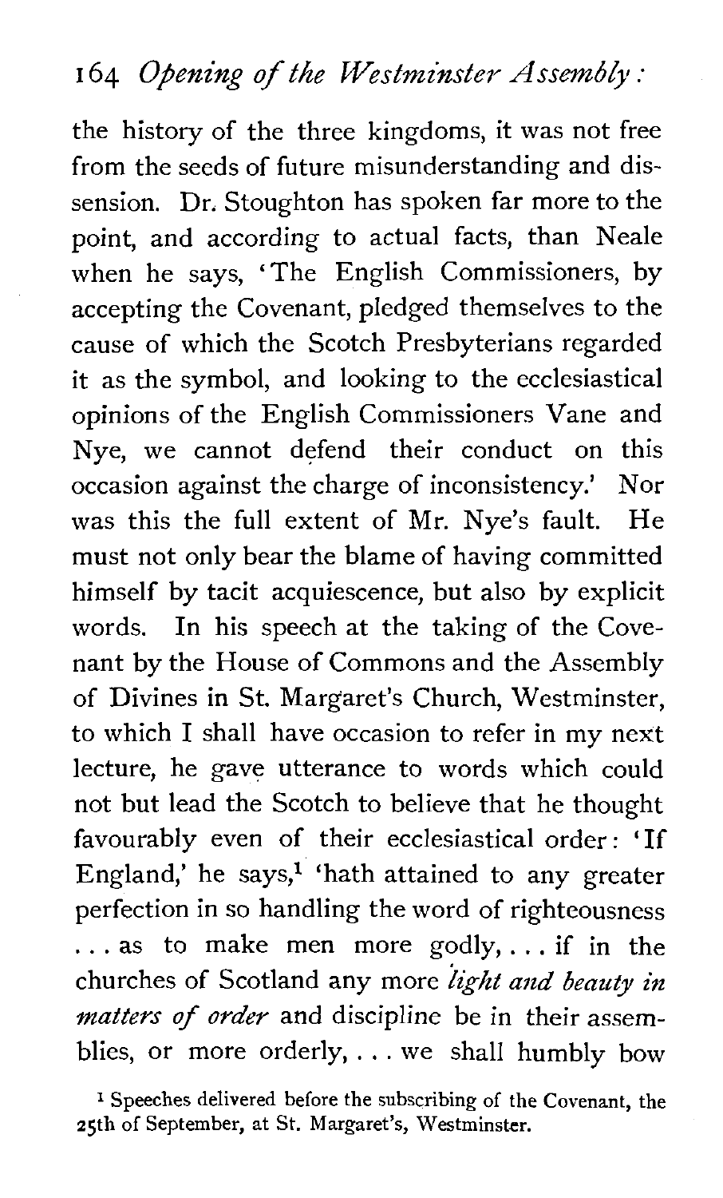the history of the three kingdoms, it was not free from the seeds of future misunderstanding and dissension. Dr. Stoughton has spoken far more to the point, and according to actual facts, than Neale when he says, 'The English Commissioners, by accepting the Covenant, pledged themselves to the cause of which the Scotch Presbyterians regarded it as the symbol, and looking to the ecclesiastical opinions of the English Commissioners Vane and Nye, we cannot defend their conduct on this occasion against the charge of inconsistency.' Nor was this the full extent of Mr. Nye's fault. He must not only bear the blame of having committed himself by tacit acquiescence, but also by explicit words. In his speech at the taking of the Covenant by the House of Commons and the Assembly of Divines in St. Margaret's Church, Westminster, to which I shall have occasion to refer in my next lecture, he gave utterance to words which could not but lead the Scotch to believe that he thought favourably even of their ecclesiastical order: 'If England,' he says,[1] 'hath attained to any greater perfection in so handling the word of righteousness . . . as to make men more godly, . . . if in the churches of Scotland any more *light and beauty in matters of order* and discipline be in their assemblies, or more orderly, . . . we shall humbly bow

[1] Speeches delivered before the subscribing of the Covenant, the 25th of September, at St. Margaret's, Westminster.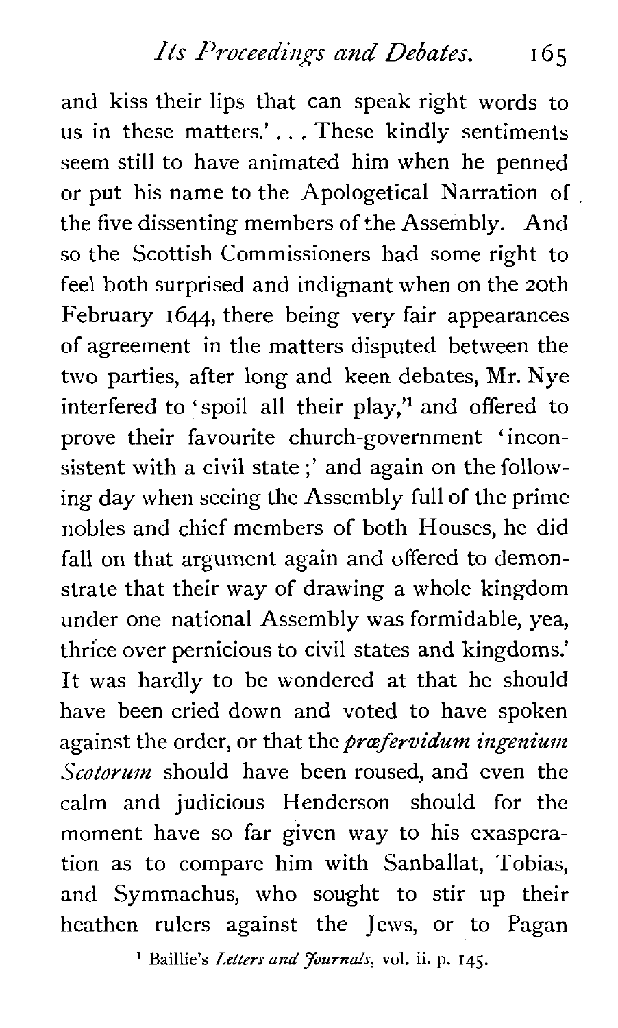and kiss their lips that can speak right words to us in these matters.' . . . These kindly sentiments seem still to have animated him when he penned or put his name to the Apologetical Narration of the five dissenting members of the Assembly. And so the Scottish Commissioners had some right to feel both surprised and indignant when on the 20th February 1644, there being very fair appearances of agreement in the matters disputed between the two parties, after long and keen debates, Mr. Nye interfered to 'spoil all their play,'[1] and offered to prove their favourite church-government 'inconsistent with a civil state;' and again on the following day when seeing the Assembly full of the prime nobles and chief members of both Houses, he did fall on that argument again and offered to demonstrate that their way of drawing a whole kingdom under one national Assembly was formidable, yea, thrice over pernicious to civil states and kingdoms.' It was hardly to be wondered at that he should have been cried down and voted to have spoken against the order, or that the *præfervidum ingenium Scotorum* should have been roused, and even the calm and judicious Henderson should for the moment have so far given way to his exasperation as to compare him with Sanballat, Tobias, and Symmachus, who sought to stir up their heathen rulers against the Jews, or to Pagan

[1] Baillie's *Letters and Journals*, vol. ii. p. 145.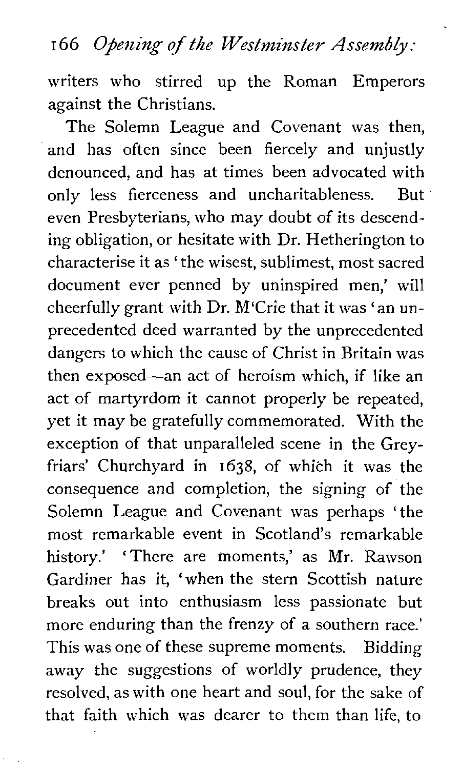writers who stirred up the Roman Emperors against the Christians.

The Solemn League and Covenant was then, and has often since been fiercely and unjustly denounced, and has at times been advocated with only less fierceness and uncharitableness. But even Presbyterians, who may doubt of its descending obligation, or hesitate with Dr. Hetherington to characterise it as 'the wisest, sublimest, most sacred document ever penned by uninspired men,' will cheerfully grant with Dr. M'Crie that it was 'an unprecedented deed warranted by the unprecedented dangers to which the cause of Christ in Britain was then exposed—an act of heroism which, if like an act of martyrdom it cannot properly be repeated, yet it may be gratefully commemorated. With the exception of that unparalleled scene in the Greyfriars' Churchyard in 1638, of which it was the consequence and completion, the signing of the Solemn League and Covenant was perhaps 'the most remarkable event in Scotland's remarkable history.' 'There are moments,' as Mr. Rawson Gardiner has it, 'when the stern Scottish nature breaks out into enthusiasm less passionate but more enduring than the frenzy of a southern race.' This was one of these supreme moments. Bidding away the suggestions of worldly prudence, they resolved, as with one heart and soul, for the sake of that faith which was dearer to them than life, to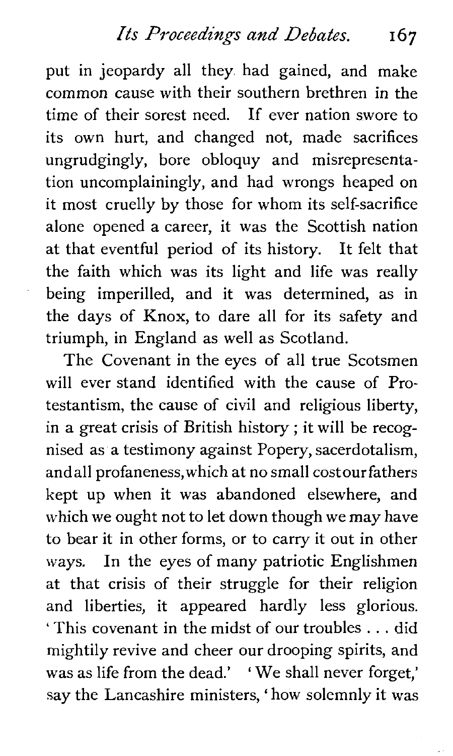put in jeopardy all they had gained, and make common cause with their southern brethren in the time of their sorest need. If ever nation swore to its own hurt, and changed not, made sacrifices ungrudgingly, bore obloquy and misrepresentation uncomplainingly, and had wrongs heaped on it most cruelly by those for whom its self-sacrifice alone opened a career, it was the Scottish nation at that eventful period of its history. It felt that the faith which was its light and life was really being imperilled, and it was determined, as in the days of Knox, to dare all for its safety and triumph, in England as well as Scotland.

The Covenant in the eyes of all true Scotsmen will ever stand identified with the cause of Protestantism, the cause of civil and religious liberty, in a great crisis of British history; it will be recognised as a testimony against Popery, sacerdotalism, and all profaneness, which at no small cost our fathers kept up when it was abandoned elsewhere, and which we ought not to let down though we may have to bear it in other forms, or to carry it out in other ways. In the eyes of many patriotic Englishmen at that crisis of their struggle for their religion and liberties, it appeared hardly less glorious. 'This covenant in the midst of our troubles . . . did mightily revive and cheer our drooping spirits, and was as life from the dead.' 'We shall never forget,' say the Lancashire ministers, 'how solemnly it was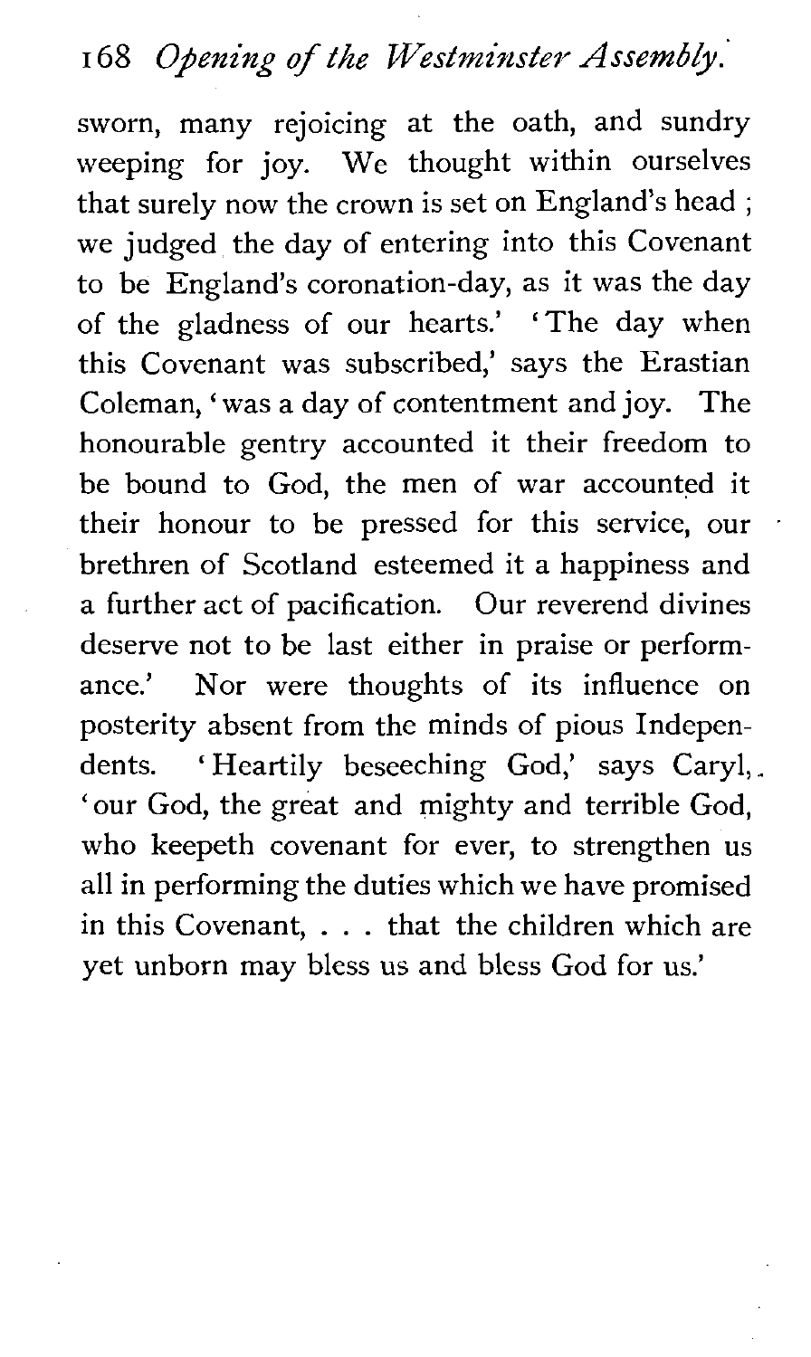sworn, many rejoicing at the oath, and sundry weeping for joy. We thought within ourselves that surely now the crown is set on England's head ; we judged the day of entering into this Covenant to be England's coronation-day, as it was the day of the gladness of our hearts.' 'The day when this Covenant was subscribed,' says the Erastian Coleman, 'was a day of contentment and joy. The honourable gentry accounted it their freedom to be bound to God, the men of war accounted it their honour to be pressed for this service, our brethren of Scotland esteemed it a happiness and a further act of pacification. Our reverend divines deserve not to be last either in praise or performance.' Nor were thoughts of its influence on posterity absent from the minds of pious Independents. 'Heartily beseeching God,' says Caryl, 'our God, the great and mighty and terrible God, who keepeth covenant for ever, to strengthen us all in performing the duties which we have promised in this Covenant, . . . that the children which are yet unborn may bless us and bless God for us.'